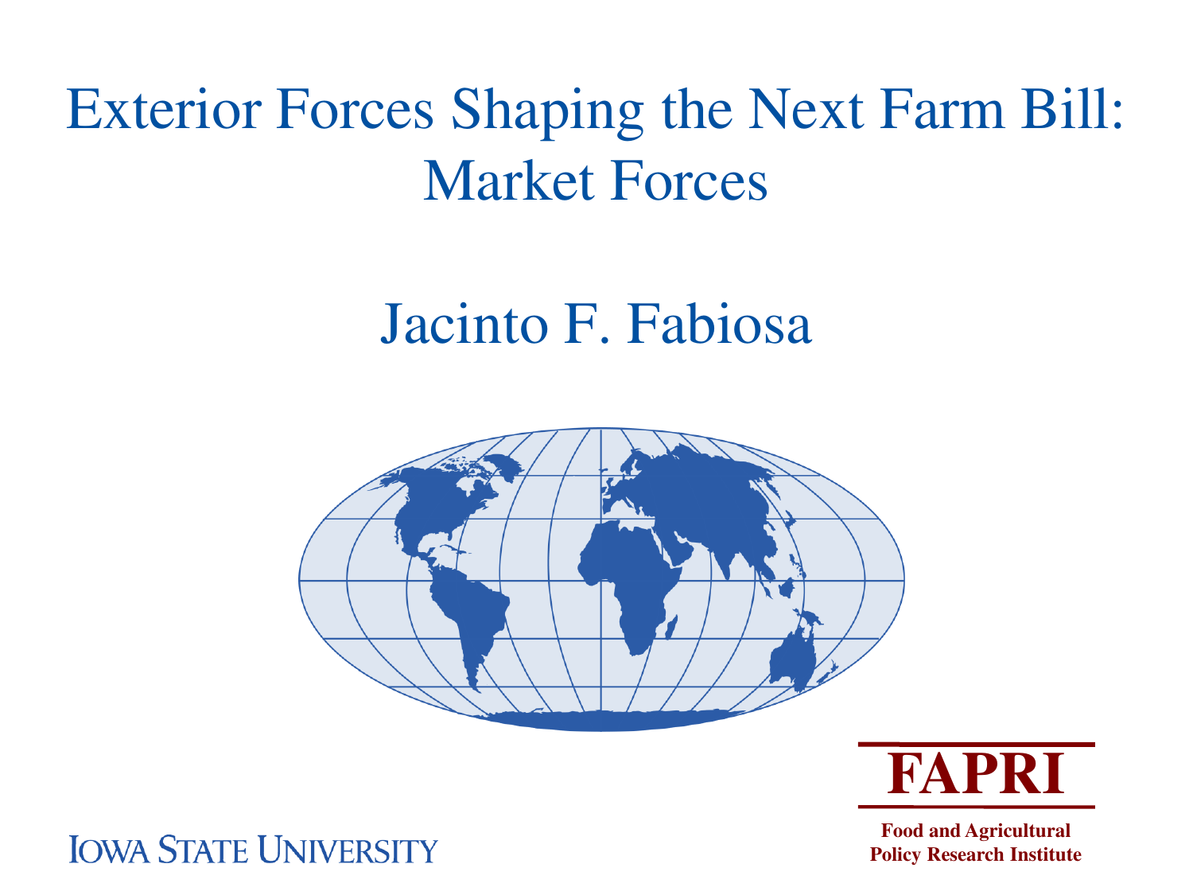# Exterior Forces Shaping the Next Farm Bill: Market Forces

## Jacinto F. Fabiosa

**FAPRI**

**Food and Agricultural Policy Research Institute**

IOWA STATE UNIVERSITY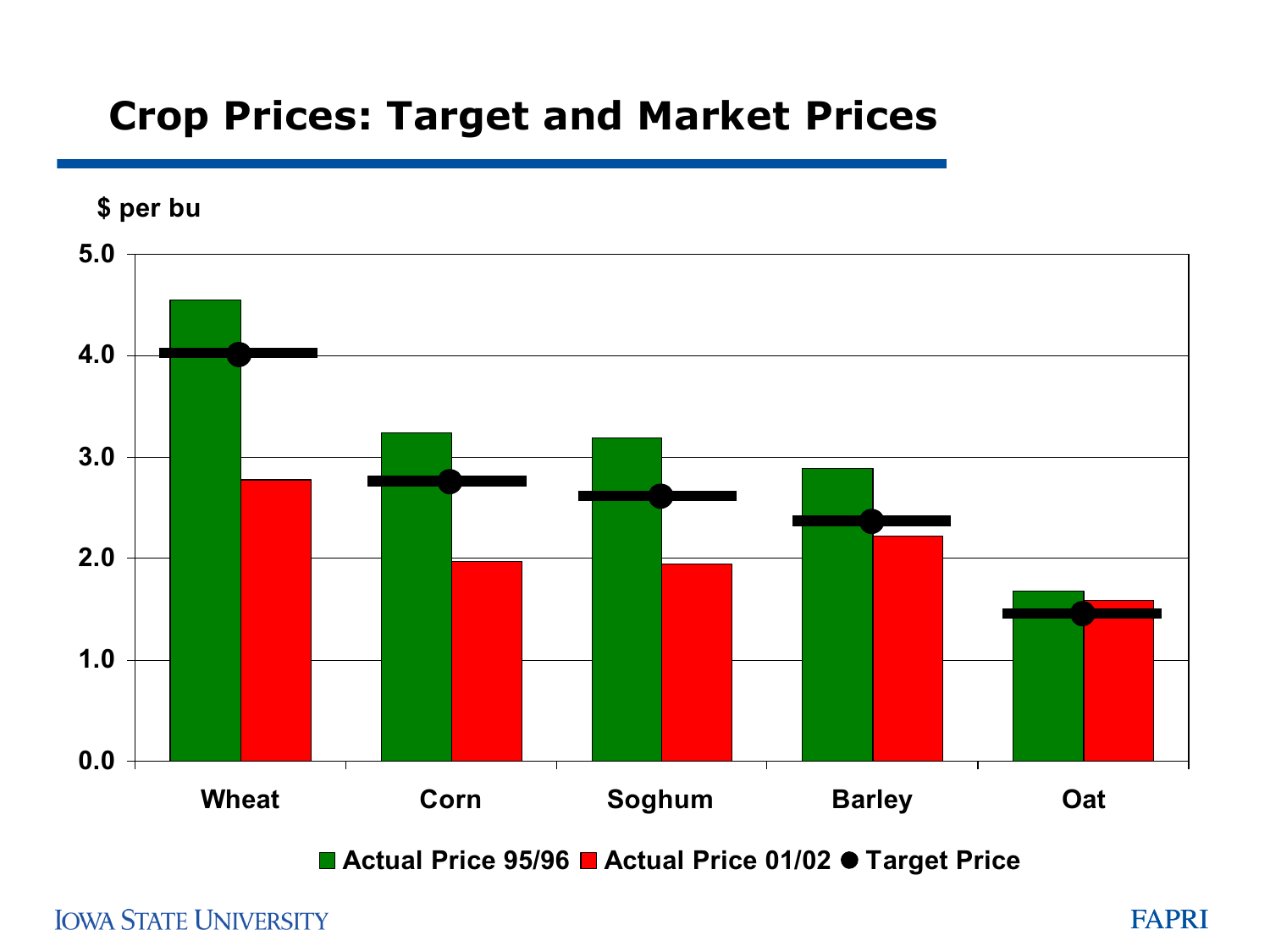# Crop Prices: Target and Market Prices

$ per bu

5.0
4.0
3.0
2.0
1.0
0.0

Wheat Corn Soghum Barley Oat

Actual Price 95/96 | Actual Price 01/02 | Target Price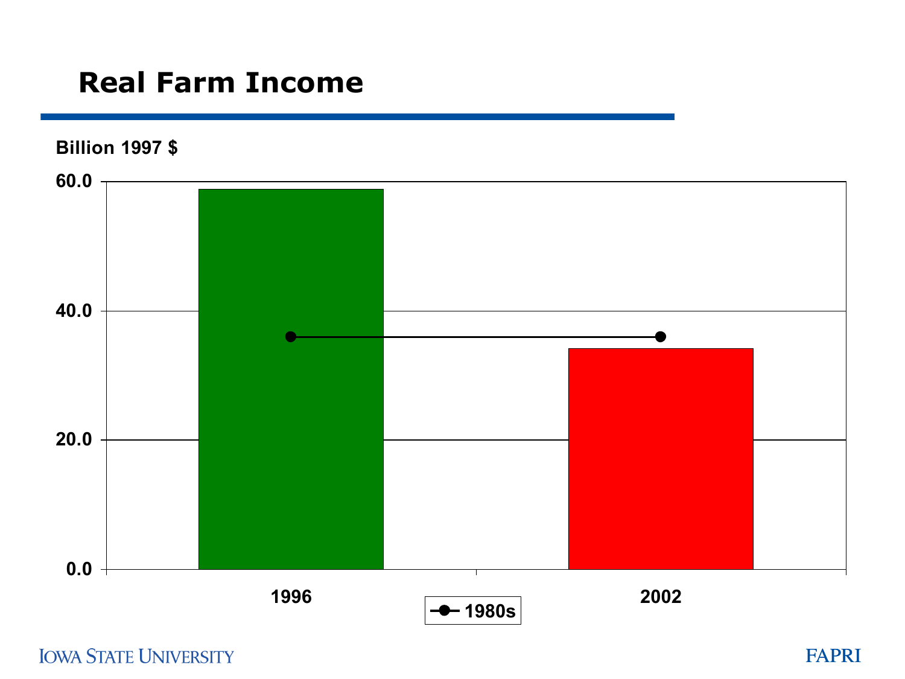# Real Farm Income

Billion 1997 $

60.0

40.0

20.0

0.0

1996

2002

1980s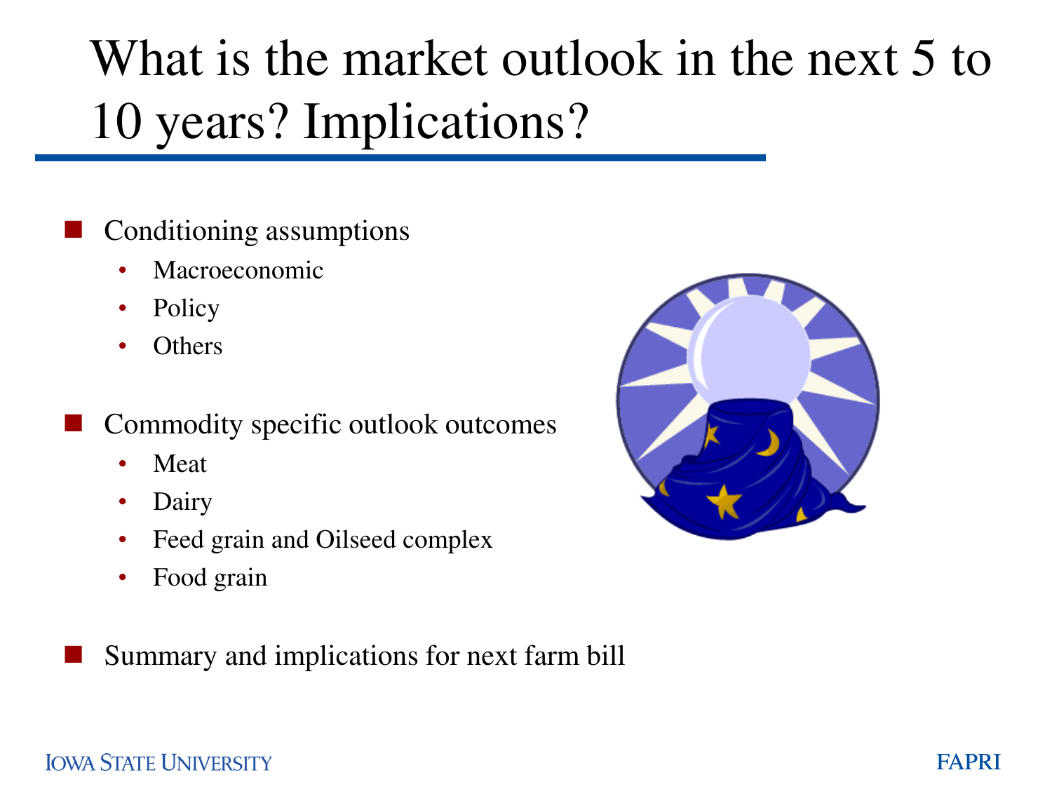# What is the market outlook in the next 5 to 10 years? Implications?

- Conditioning assumptions
  - Macroeconomic
  - Policy
  - Others
- Commodity specific outlook outcomes
  - Meat
  - Dairy
  - Feed grain and Oilseed complex
  - Food grain
- Summary and implications for next farm bill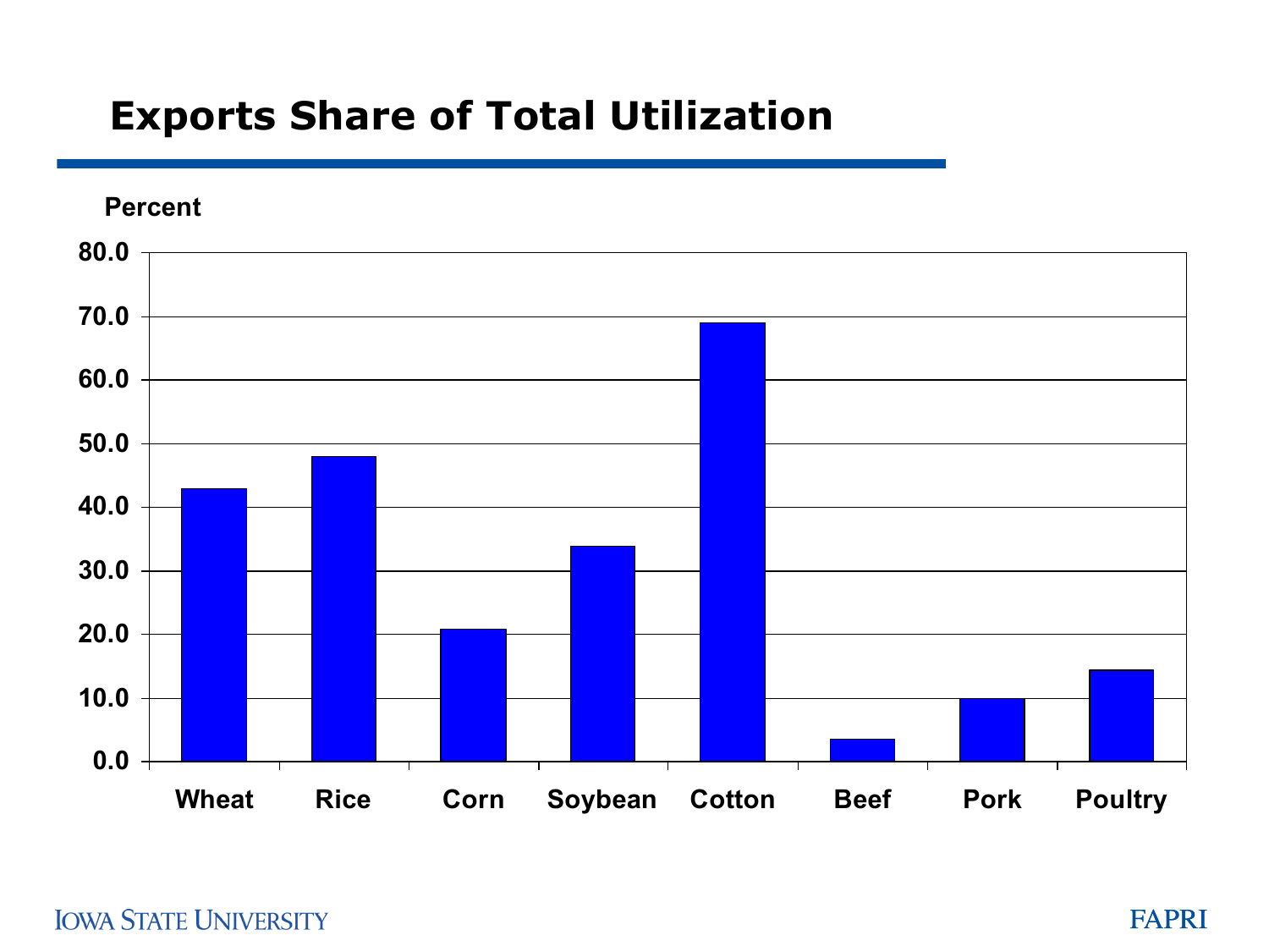# Exports Share of Total Utilization

Percent

80.0
70.0
60.0
50.0
40.0
30.0
20.0
10.0
0.0

Wheat Rice Corn Soybean Cotton Beef Pork Poultry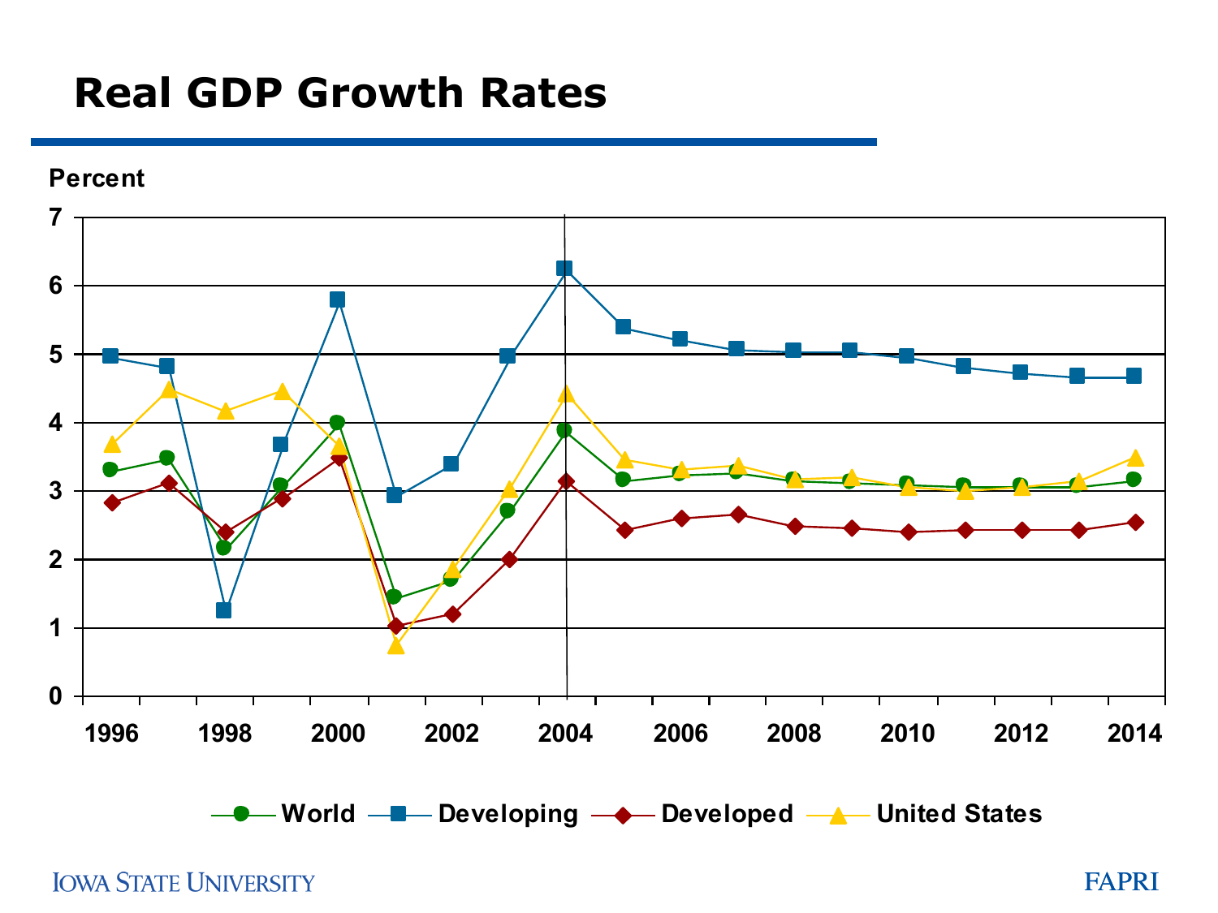# Real GDP Growth Rates

Percent

World — Developing — Developed — United States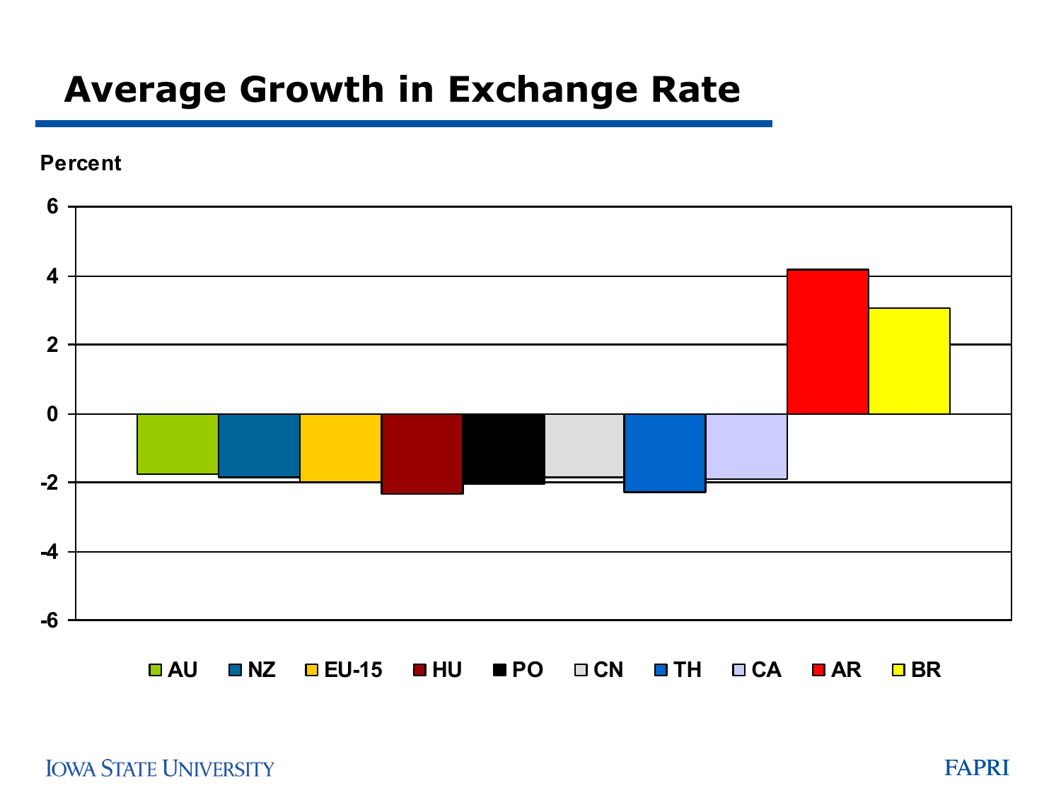# Average Growth in Exchange Rate

Percent

6
4
2
0
-2
-4
-6

AU NZ EU-15 HU PO CN TH CA AR BR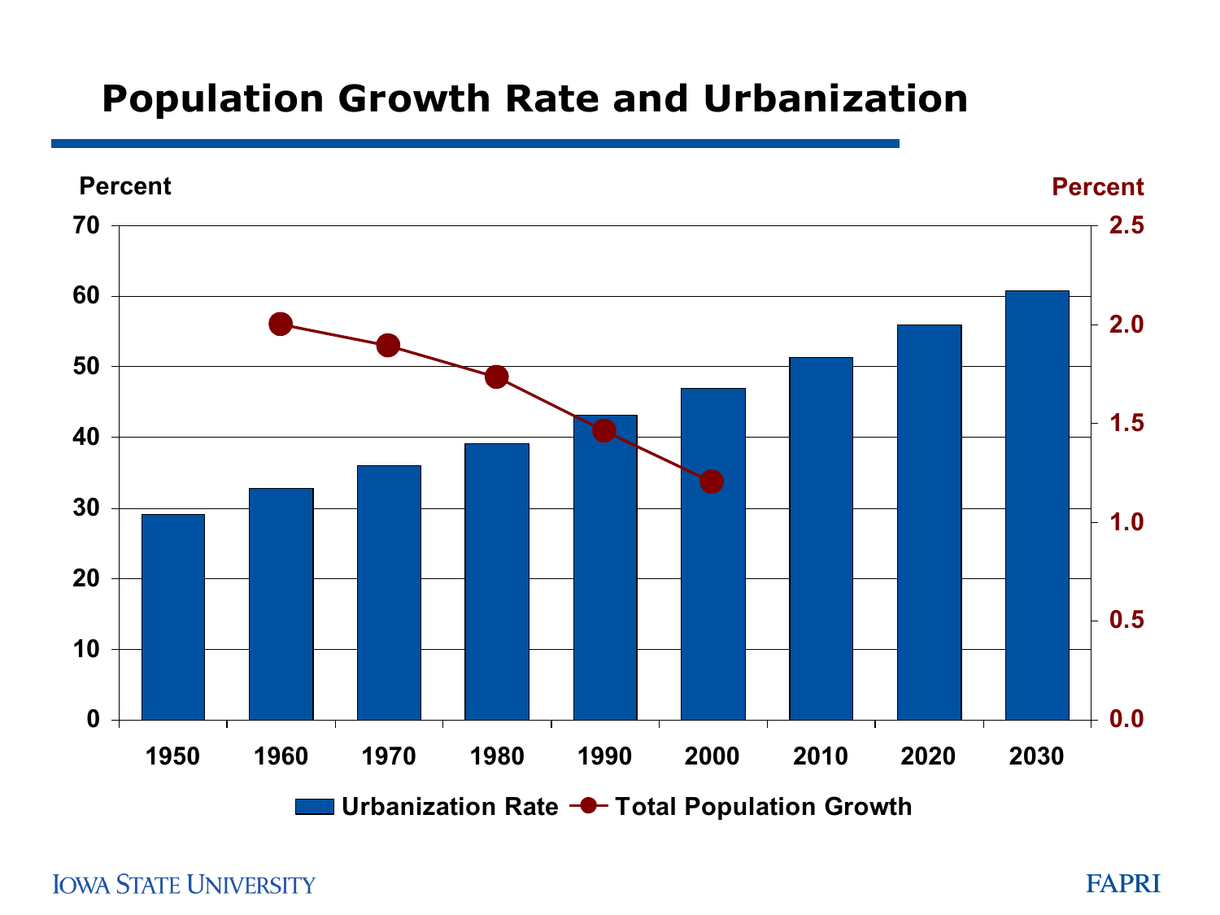# Population Growth Rate and Urbanization

Percent (left axis: 0–70) | Percent (right axis: 0.0–2.5)

1950, 1960, 1970, 1980, 1990, 2000, 2010, 2020, 2030

Urbanization Rate — Total Population Growth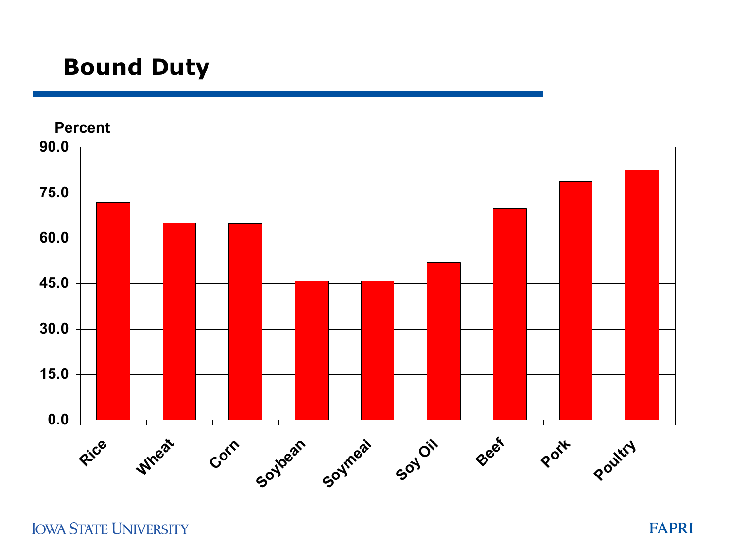# Bound Duty

Percent

90.0
75.0
60.0
45.0
30.0
15.0
0.0

Rice, Wheat, Corn, Soybean, Soymeal, Soy Oil, Beef, Pork, Poultry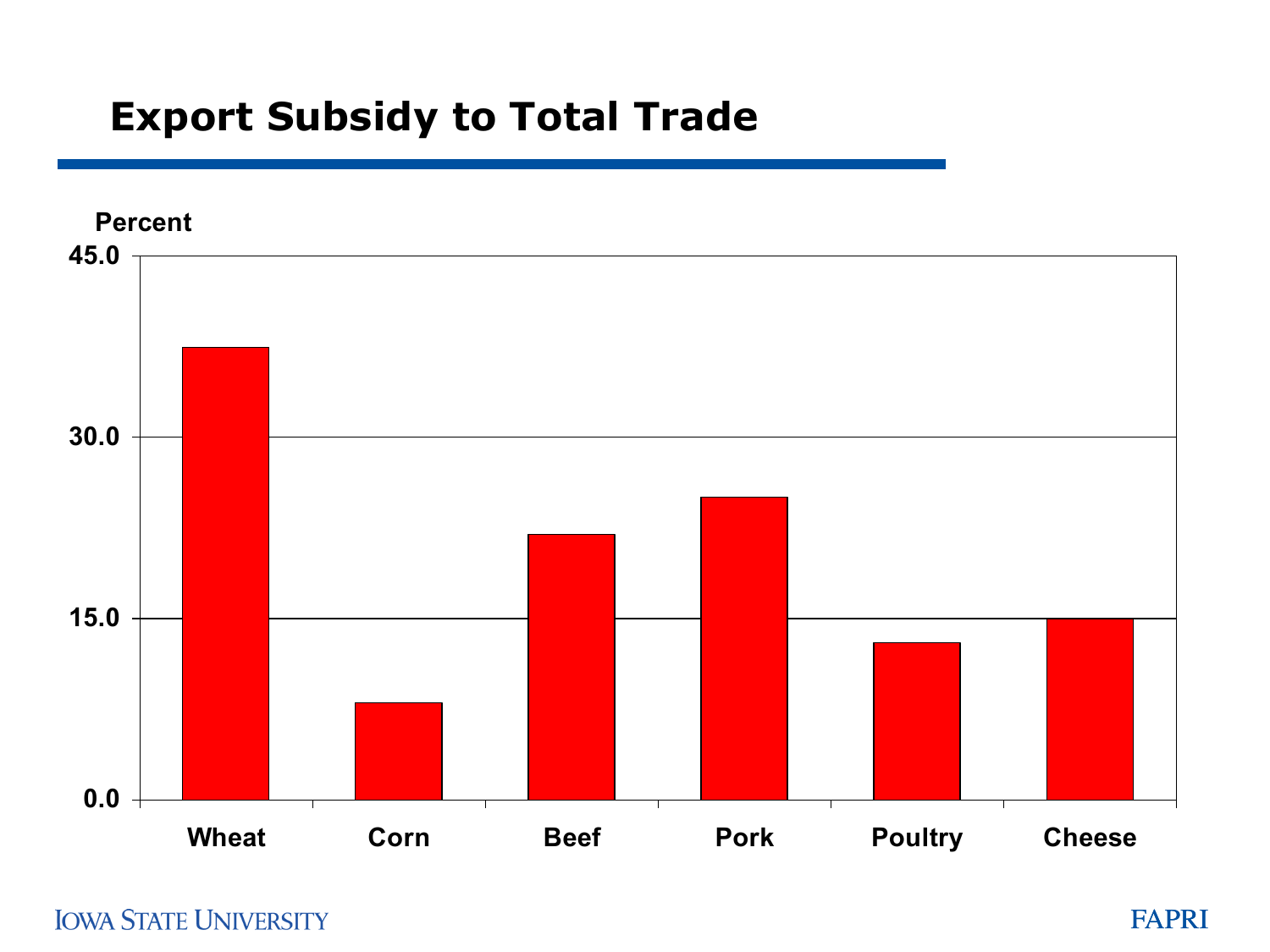# Export Subsidy to Total Trade

Percent

45.0

30.0

15.0

0.0

Wheat | Corn | Beef | Pork | Poultry | Cheese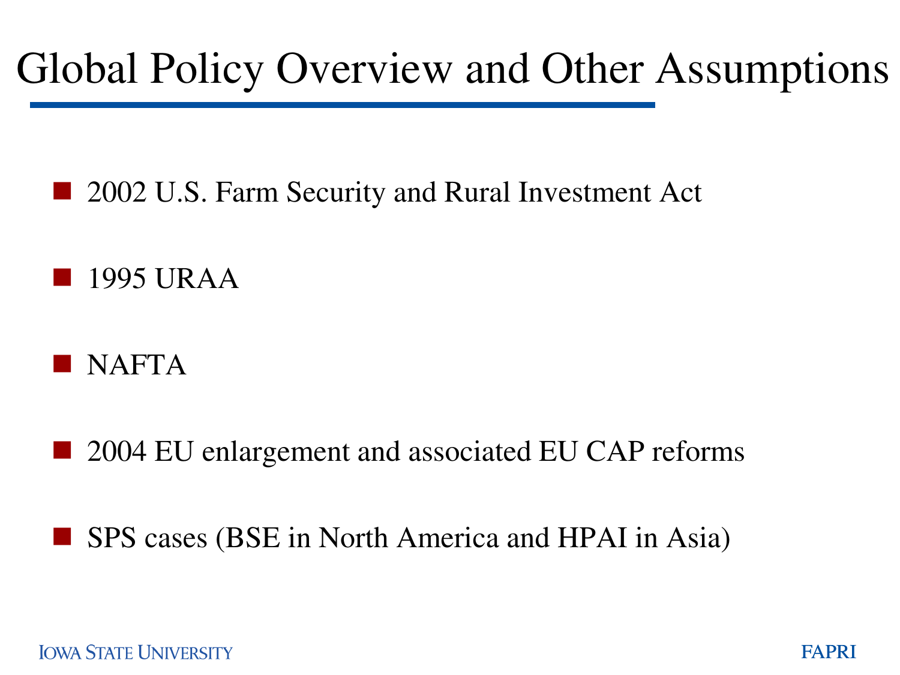# Global Policy Overview and Other Assumptions

- 2002 U.S. Farm Security and Rural Investment Act
- 1995 URAA
- NAFTA
- 2004 EU enlargement and associated EU CAP reforms
- SPS cases (BSE in North America and HPAI in Asia)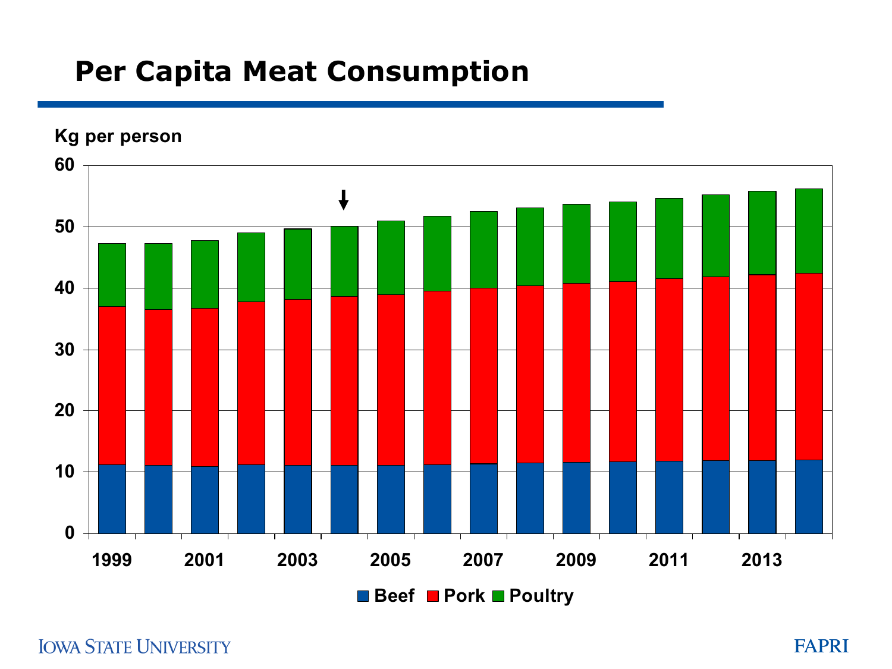# Per Capita Meat Consumption

Kg per person

60
50
40
30
20
10
0

1999 2001 2003 2005 2007 2009 2011 2013

Beef Pork Poultry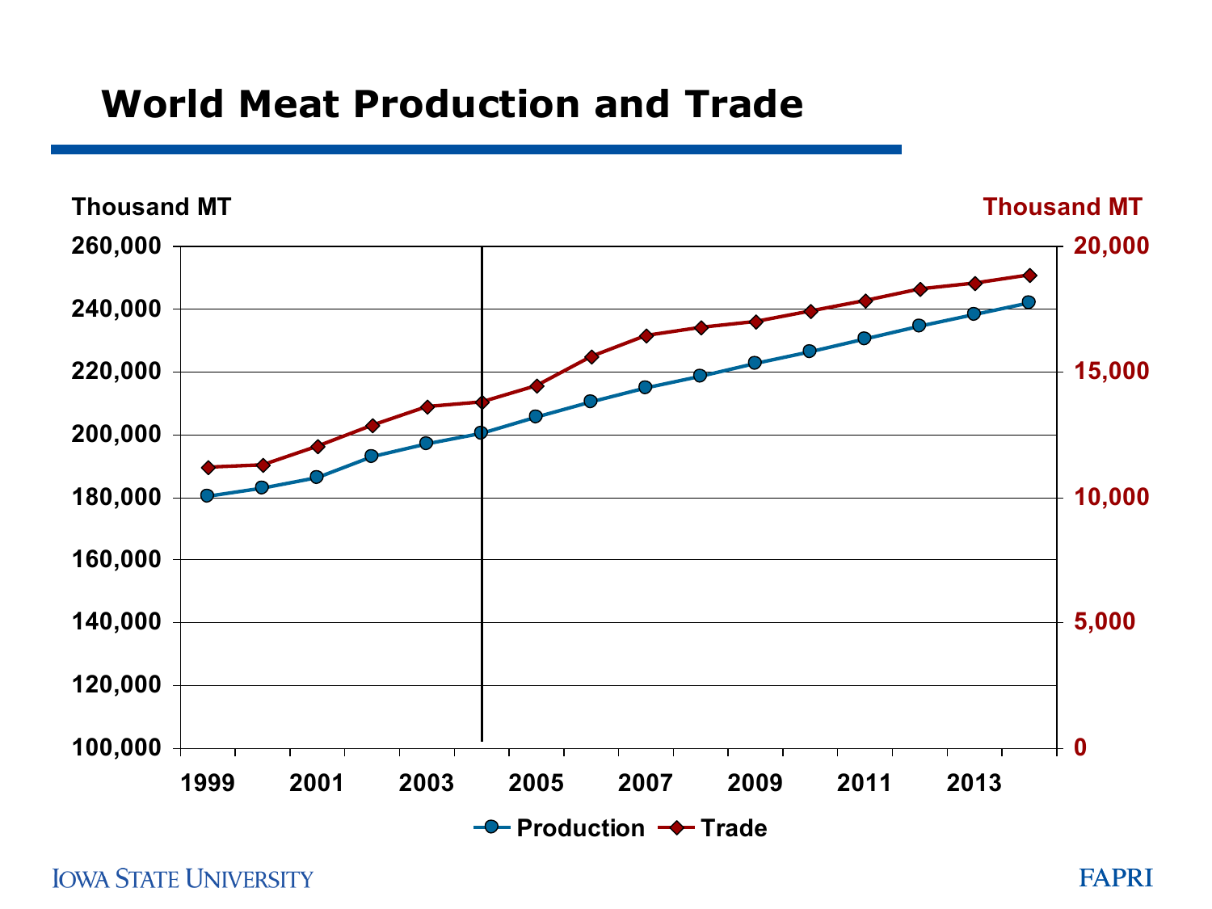# World Meat Production and Trade

Thousand MT | Thousand MT

Production — Trade

1999, 2001, 2003, 2005, 2007, 2009, 2011, 2013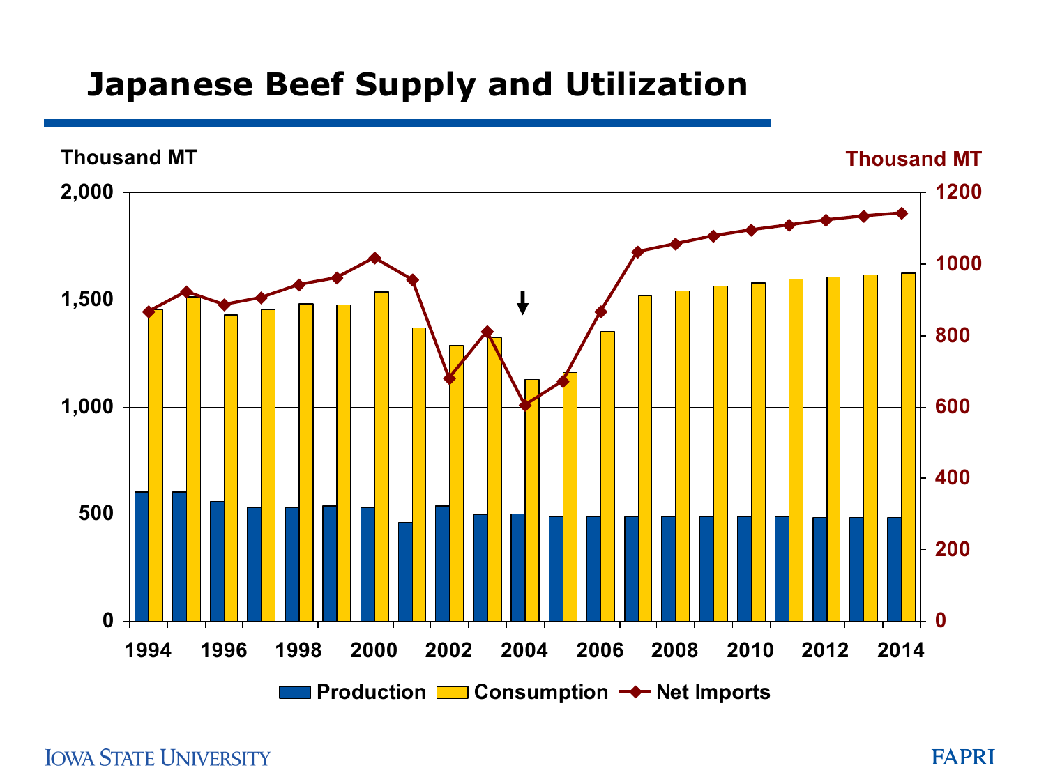# Japanese Beef Supply and Utilization

Thousand MT

Thousand MT

Production | Consumption | Net Imports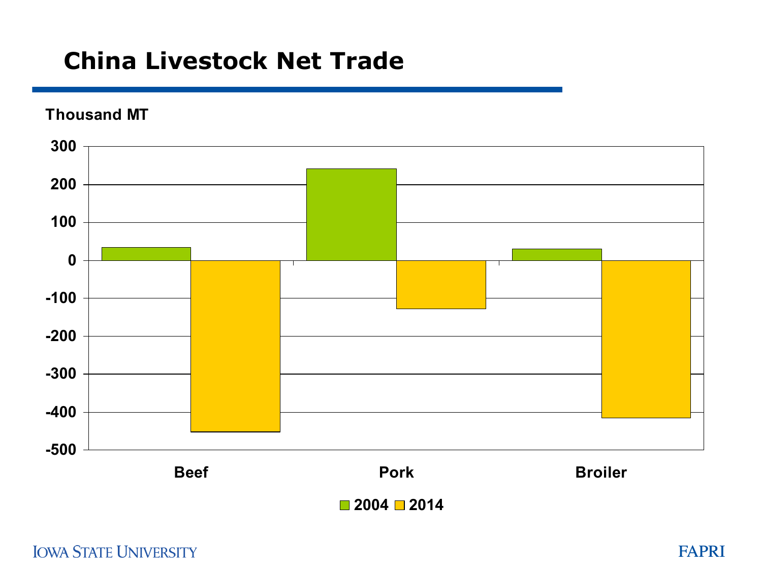# China Livestock Net Trade

Thousand MT

300
200
100
0
-100
-200
-300
-400
-500

Beef Pork Broiler

2004 2014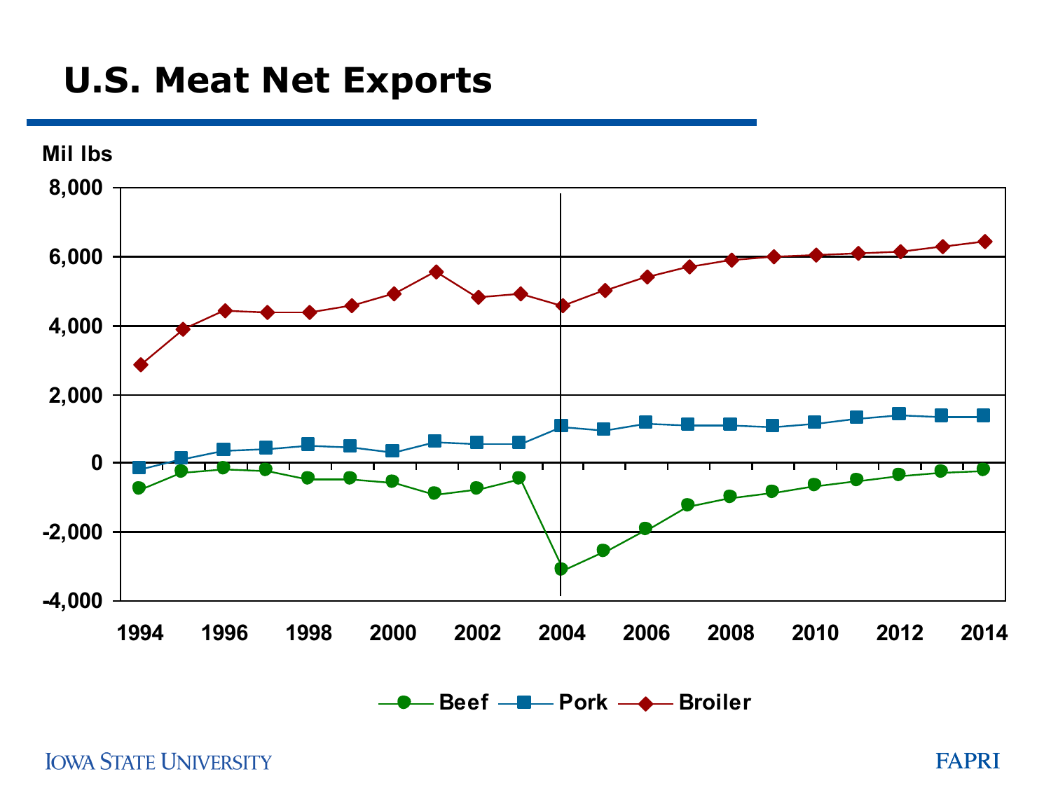# U.S. Meat Net Exports

Mil lbs

8,000
6,000
4,000
2,000
0
-2,000
-4,000

1994 1996 1998 2000 2002 2004 2006 2008 2010 2012 2014

Beef Pork Broiler

IOWA STATE UNIVERSITY

FAPRI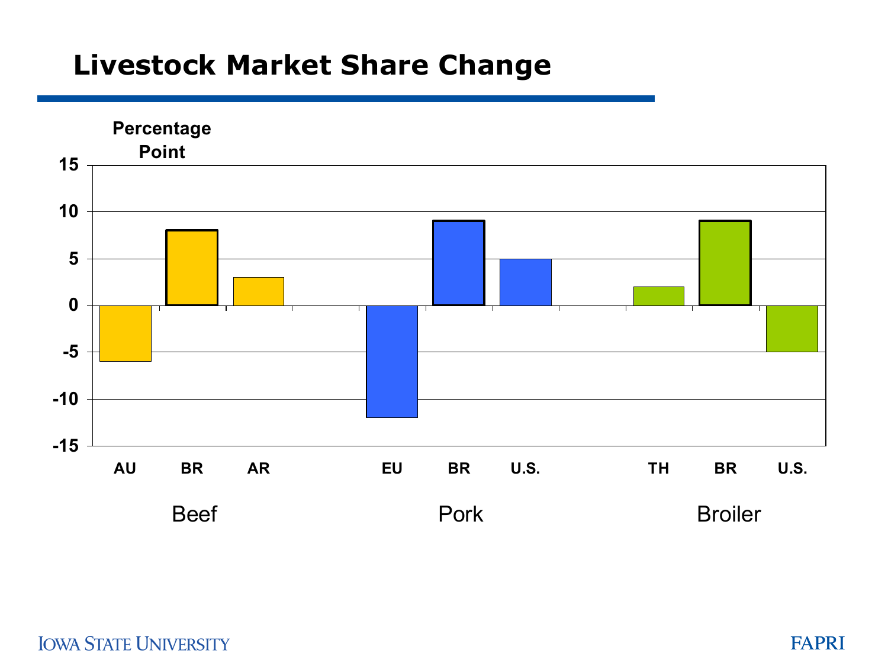# Livestock Market Share Change

Percentage Point

| | Country | Percentage Point |
|---|---|---|
| Beef | AU | -6 |
| | BR | 8 |
| | AR | 3 |
| Pork | EU | -12 |
| | BR | 9 |
| | U.S. | 5 |
| Broiler | TH | 2 |
| | BR | 9 |
| | U.S. | -5 |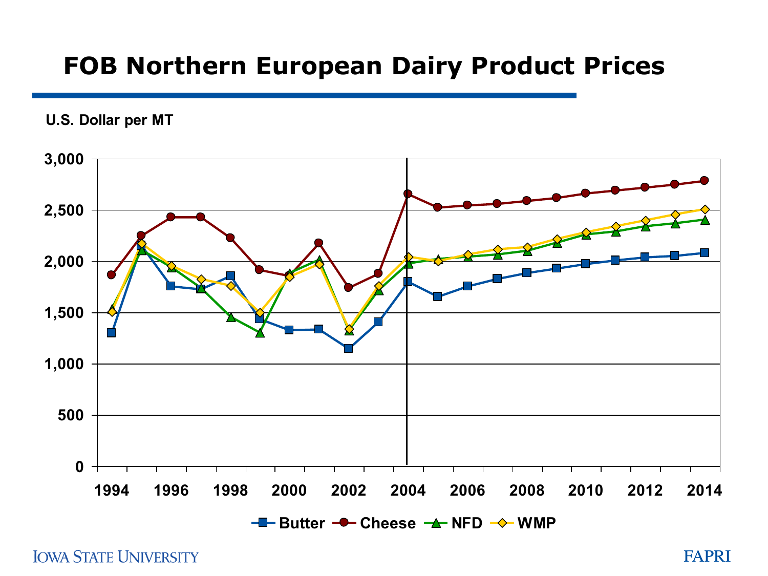# FOB Northern European Dairy Product Prices

U.S. Dollar per MT

3,000
2,500
2,000
1,500
1,000
500
0

1994 1996 1998 2000 2002 2004 2006 2008 2010 2012 2014

Butter Cheese NFD WMP

IOWA STATE UNIVERSITY

FAPRI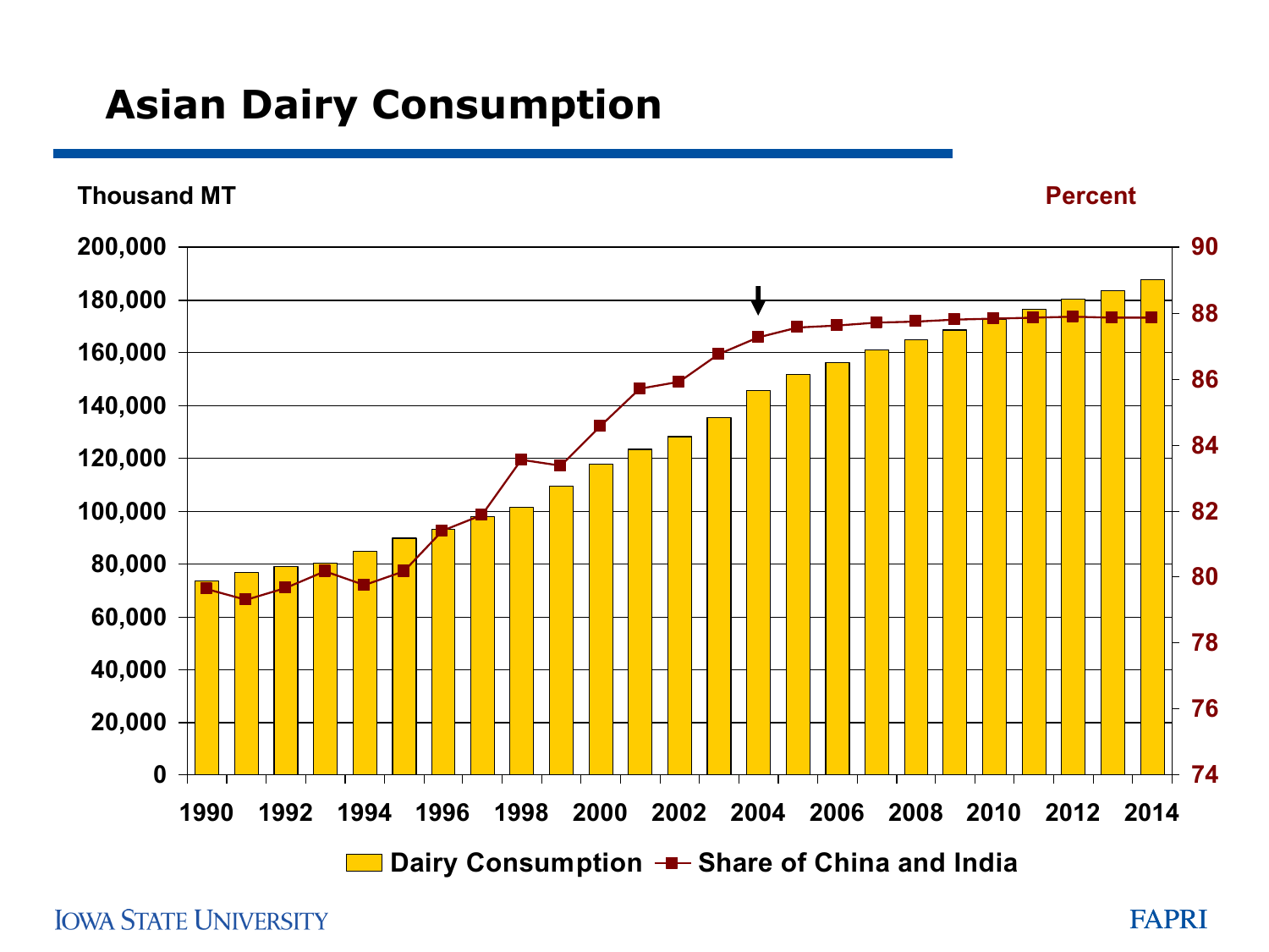# Asian Dairy Consumption

Thousand MT

Percent

Dairy Consumption — Share of China and India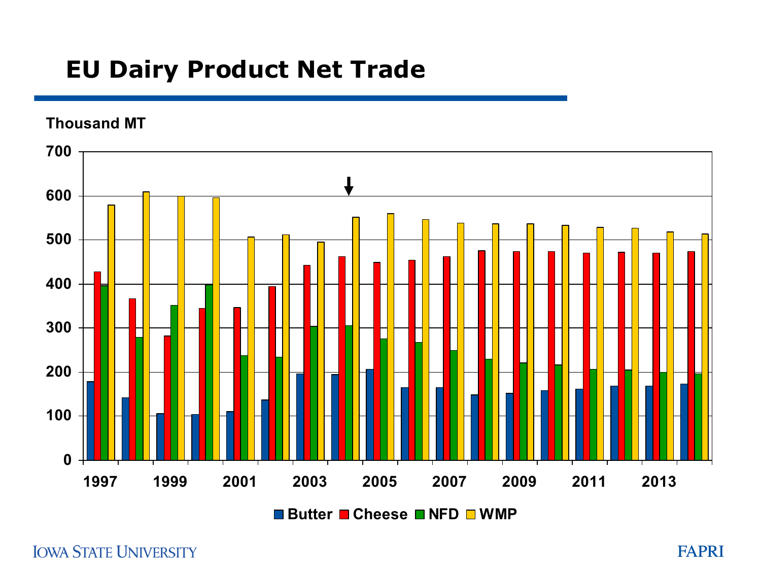# EU Dairy Product Net Trade

Thousand MT

700
600
500
400
300
200
100
0

1997 1999 2001 2003 2005 2007 2009 2011 2013

Butter Cheese NFD WMP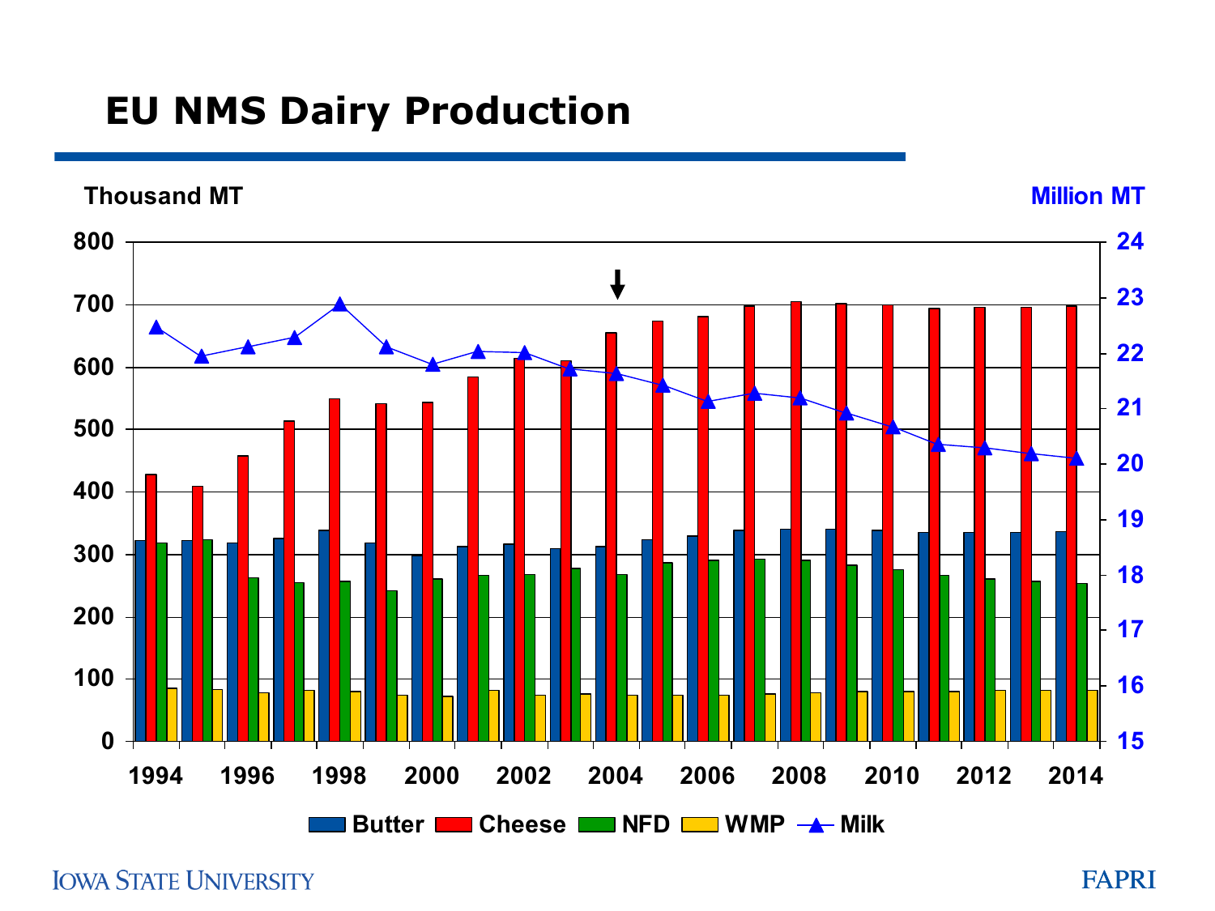# EU NMS Dairy Production

Thousand MT | Million MT

Butter | Cheese | NFD | WMP | Milk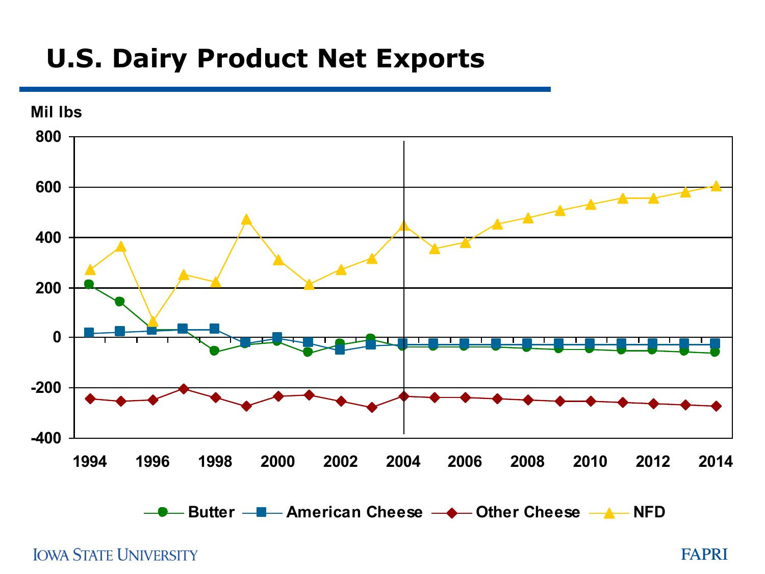# U.S. Dairy Product Net Exports

Mil lbs

800
600
400
200
0
-200
-400

1994 1996 1998 2000 2002 2004 2006 2008 2010 2012 2014

Butter — American Cheese — Other Cheese — NFD

IOWA STATE UNIVERSITY

FAPRI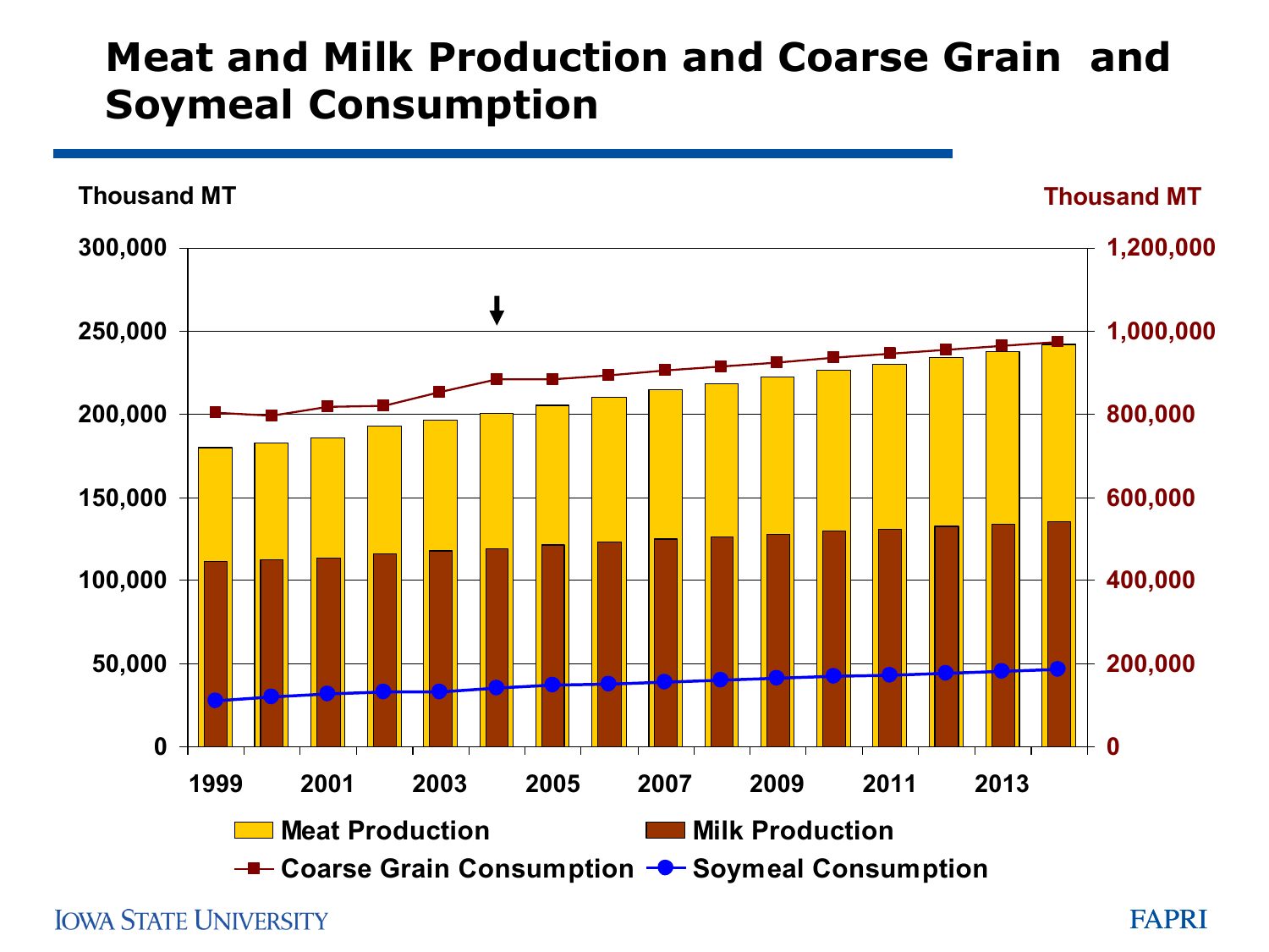# Meat and Milk Production and Coarse Grain and Soymeal Consumption

Thousand MT

Thousand MT

300,000 | 250,000 | 200,000 | 150,000 | 100,000 | 50,000 | 0

1,200,000 | 1,000,000 | 800,000 | 600,000 | 400,000 | 200,000 | 0

1999 | 2001 | 2003 | 2005 | 2007 | 2009 | 2011 | 2013

Meat Production | Milk Production | Coarse Grain Consumption | Soymeal Consumption

IOWA STATE UNIVERSITY

FAPRI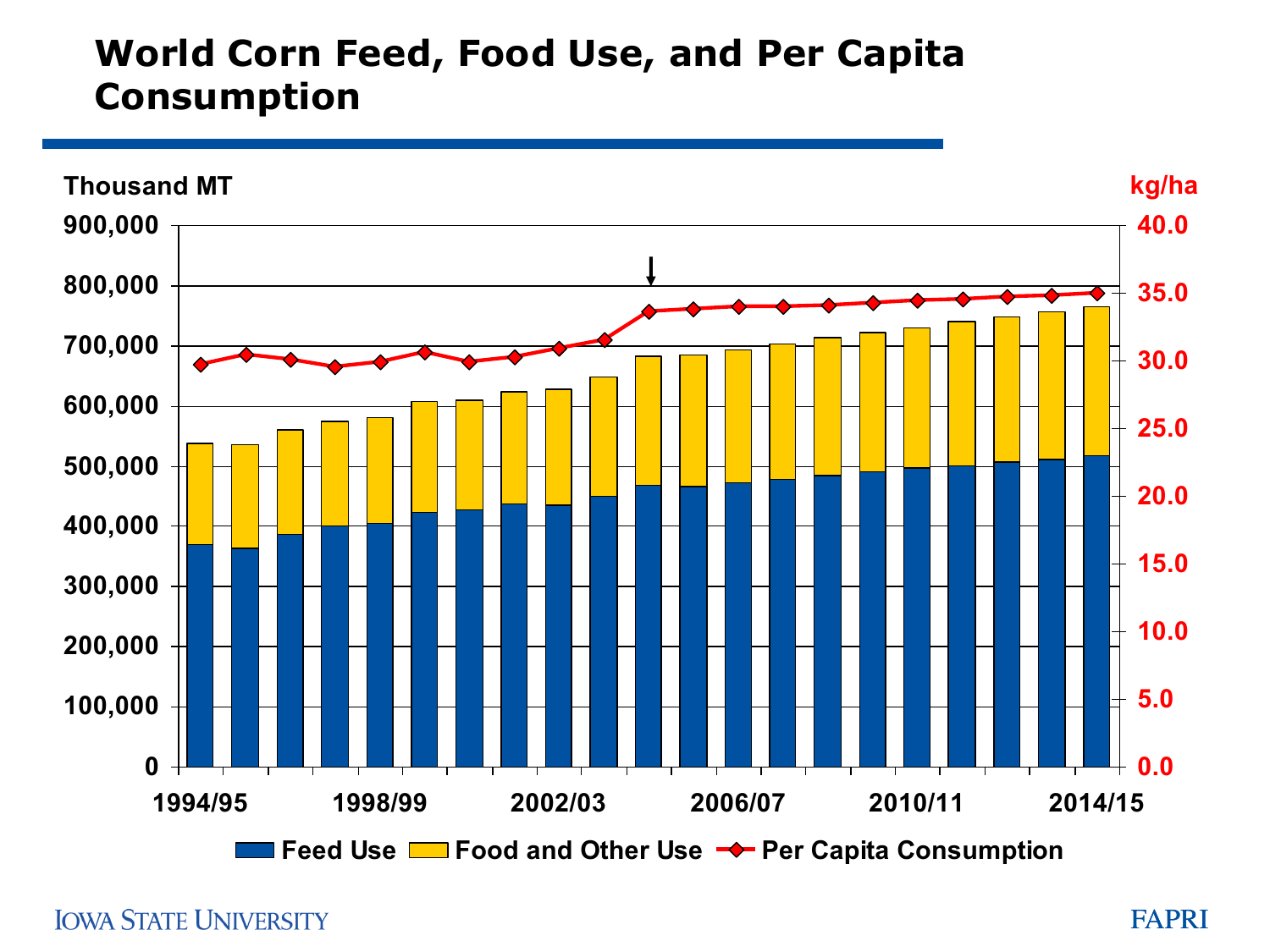# World Corn Feed, Food Use, and Per Capita Consumption

Thousand MT

kg/ha

900,000
800,000
700,000
600,000
500,000
400,000
300,000
200,000
100,000
0

40.0
35.0
30.0
25.0
20.0
15.0
10.0
5.0
0.0

1994/95 1998/99 2002/03 2006/07 2010/11 2014/15

Feed Use | Food and Other Use | Per Capita Consumption

IOWA STATE UNIVERSITY

FAPRI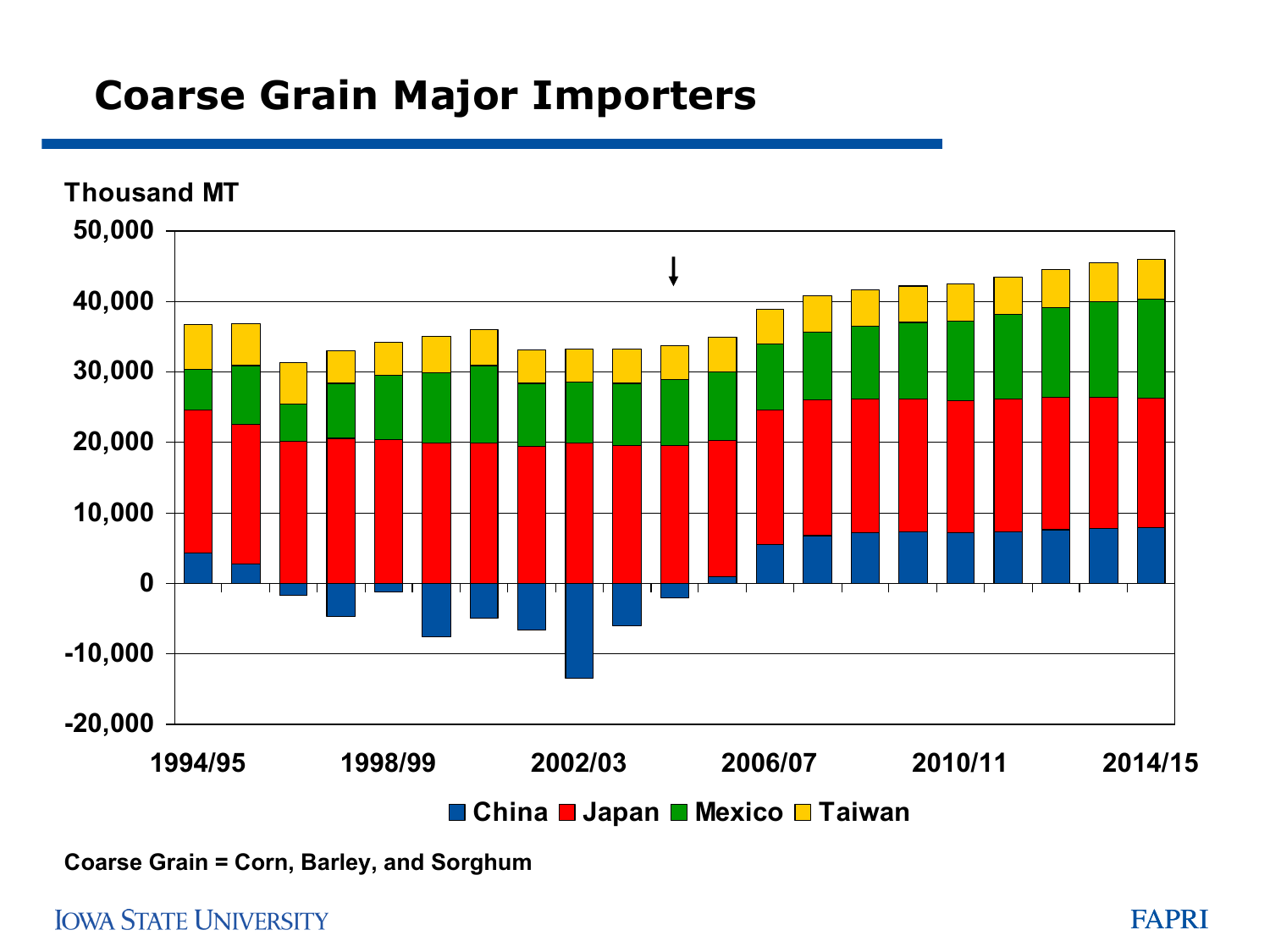# Coarse Grain Major Importers

Thousand MT

50,000
40,000
30,000
20,000
10,000
0
-10,000
-20,000

1994/95 1998/99 2002/03 2006/07 2010/11 2014/15

China Japan Mexico Taiwan

Coarse Grain = Corn, Barley, and Sorghum

IOWA STATE UNIVERSITY FAPRI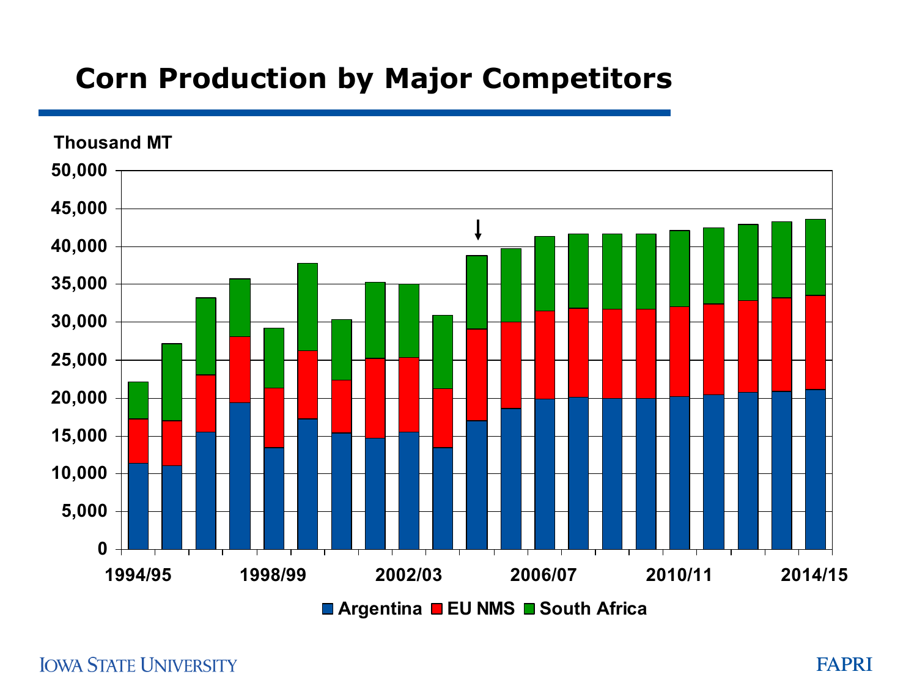# Corn Production by Major Competitors

Thousand MT

50,000
45,000
40,000
35,000
30,000
25,000
20,000
15,000
10,000
5,000
0

1994/95 1998/99 2002/03 2006/07 2010/11 2014/15

Argentina EU NMS South Africa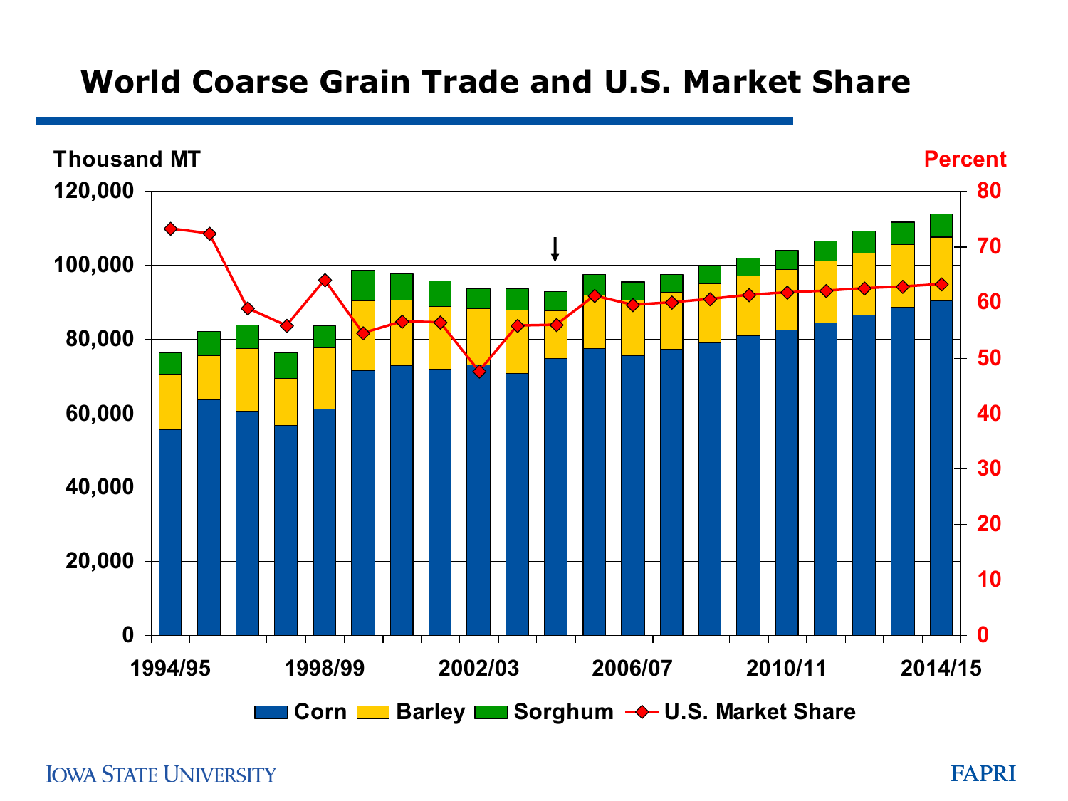# World Coarse Grain Trade and U.S. Market Share

Thousand MT

Percent

Corn | Barley | Sorghum | U.S. Market Share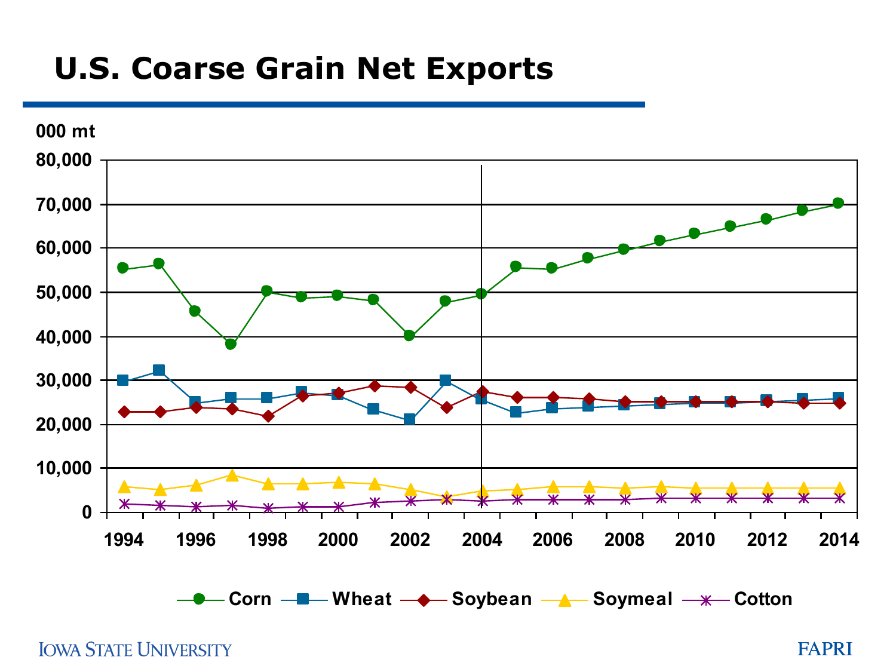# U.S. Coarse Grain Net Exports

000 mt

80,000
70,000
60,000
50,000
40,000
30,000
20,000
10,000
0

1994 1996 1998 2000 2002 2004 2006 2008 2010 2012 2014

Corn Wheat Soybean Soymeal Cotton

IOWA STATE UNIVERSITY FAPRI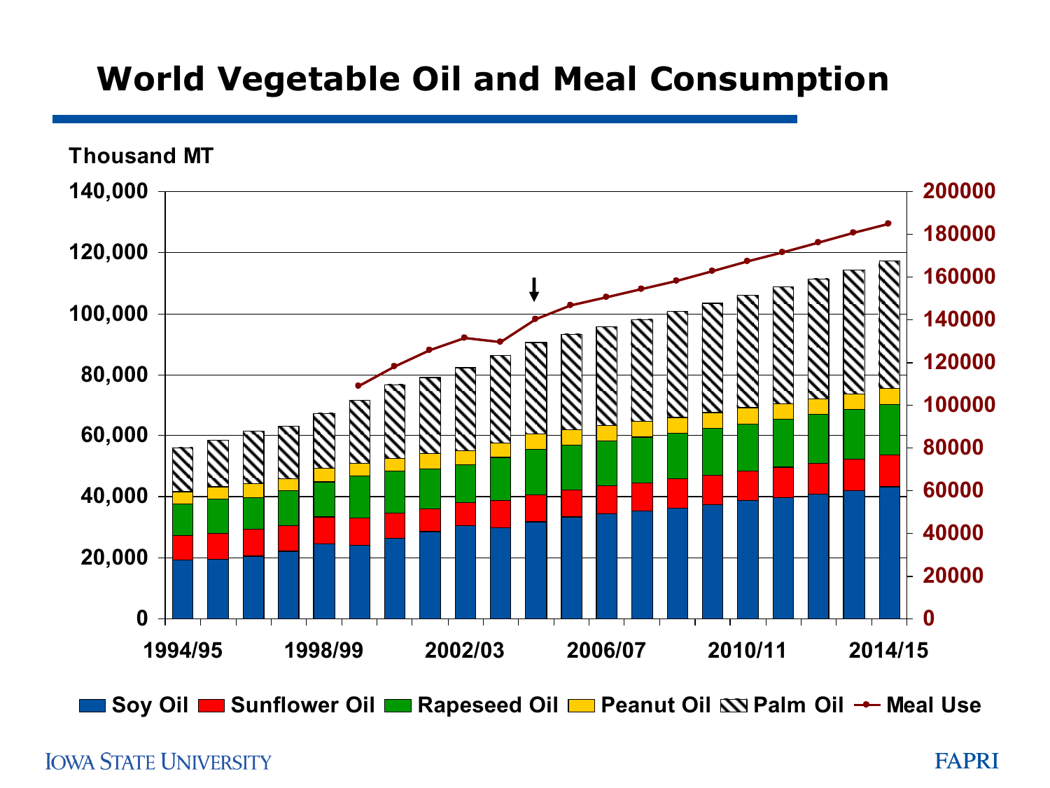# World Vegetable Oil and Meal Consumption

Thousand MT

140,000 / 120,000 / 100,000 / 80,000 / 60,000 / 40,000 / 20,000 / 0

200000 / 180000 / 160000 / 140000 / 120000 / 100000 / 80000 / 60000 / 40000 / 20000 / 0

1994/95 · 1998/99 · 2002/03 · 2006/07 · 2010/11 · 2014/15

Soy Oil · Sunflower Oil · Rapeseed Oil · Peanut Oil · Palm Oil · Meal Use

IOWA STATE UNIVERSITY — FAPRI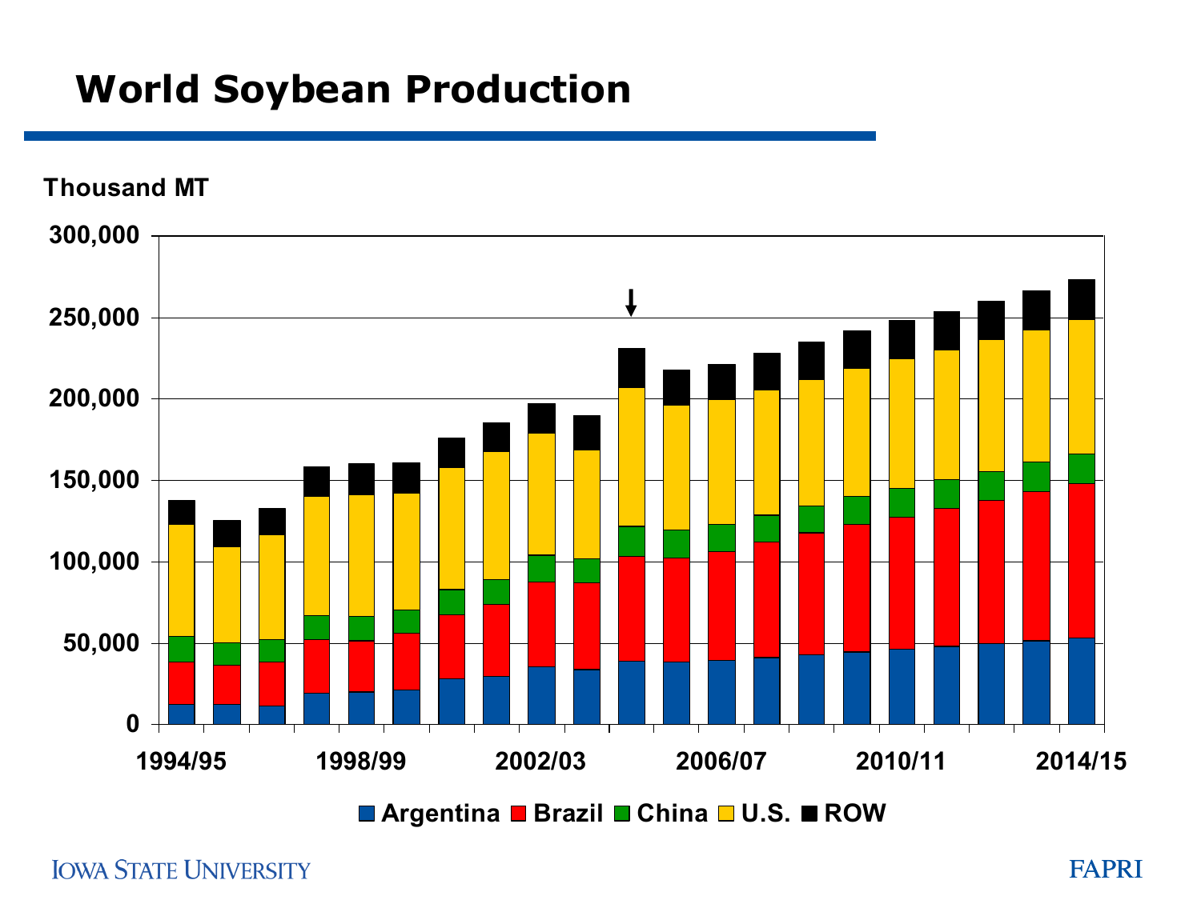# World Soybean Production

Thousand MT

300,000
250,000
200,000
150,000
100,000
50,000
0

1994/95 1998/99 2002/03 2006/07 2010/11 2014/15

Argentina Brazil China U.S. ROW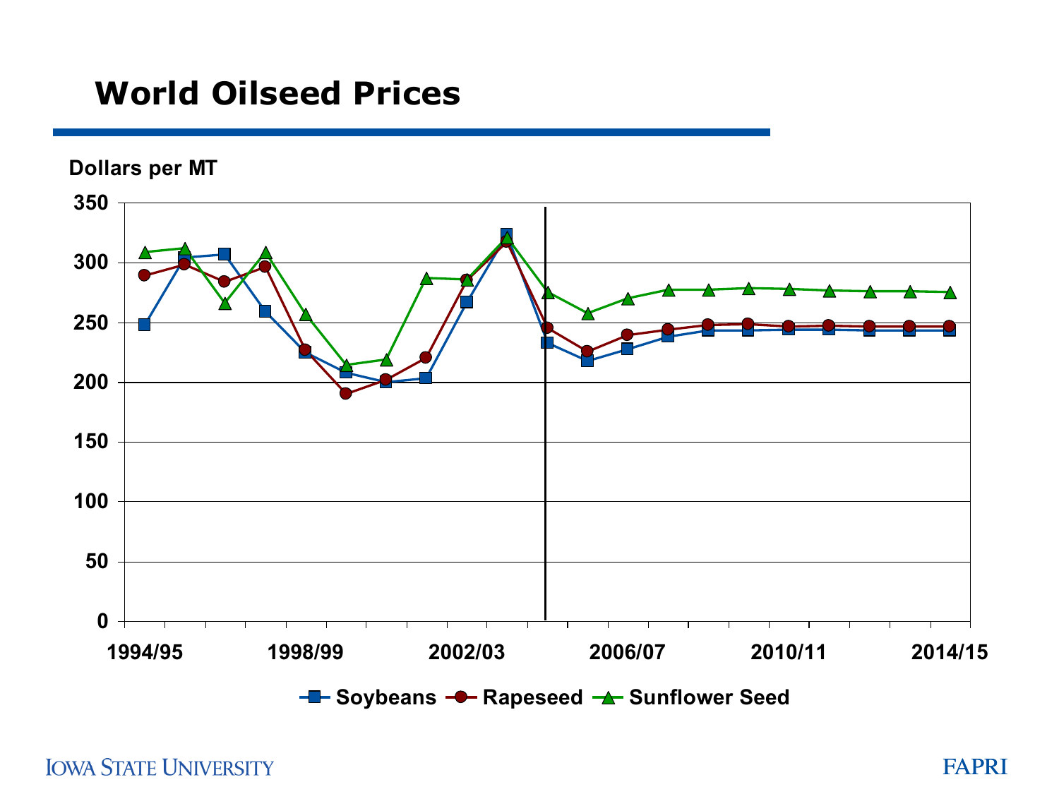# World Oilseed Prices

Dollars per MT

350, 300, 250, 200, 150, 100, 50, 0

1994/95, 1998/99, 2002/03, 2006/07, 2010/11, 2014/15

Soybeans, Rapeseed, Sunflower Seed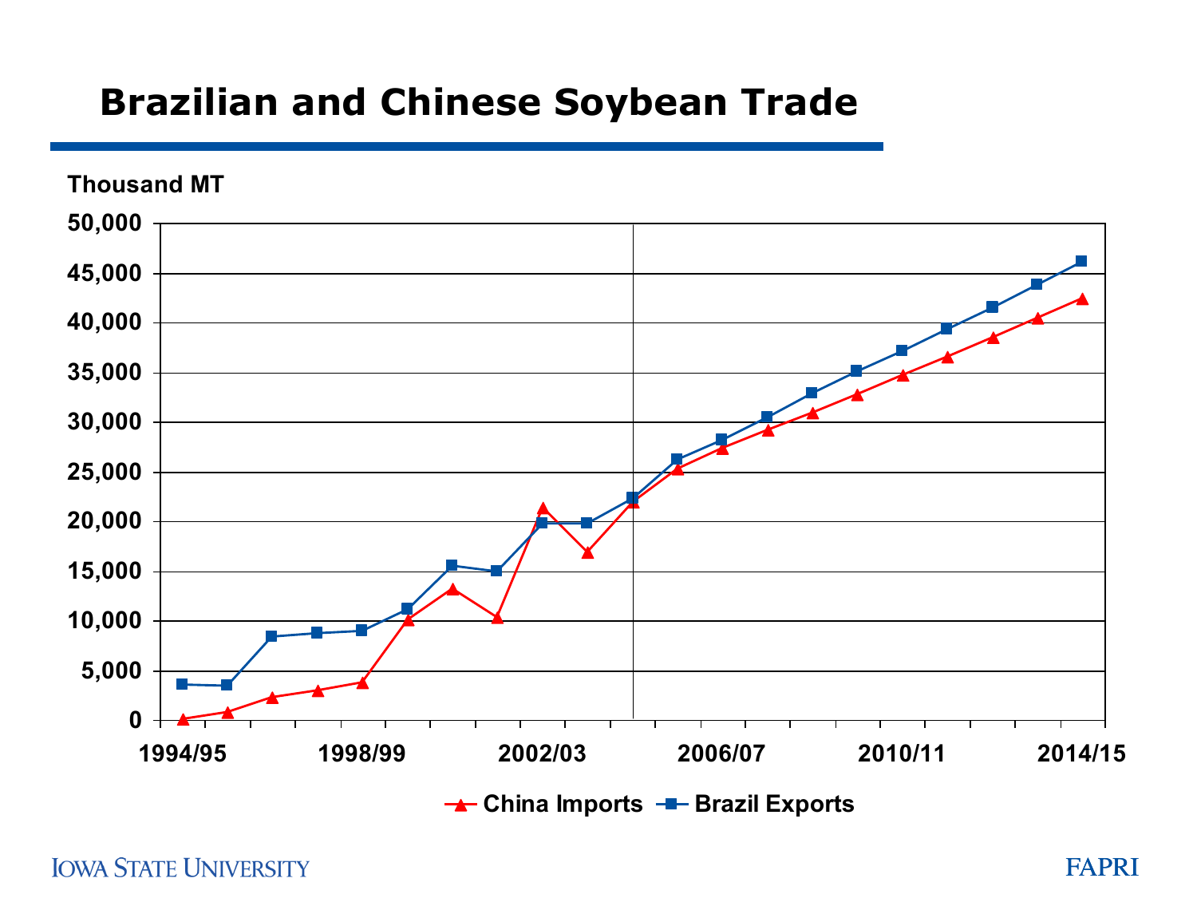# Brazilian and Chinese Soybean Trade

Thousand MT

50,000
45,000
40,000
35,000
30,000
25,000
20,000
15,000
10,000
5,000
0

1994/95 1998/99 2002/03 2006/07 2010/11 2014/15

China Imports Brazil Exports

IOWA STATE UNIVERSITY FAPRI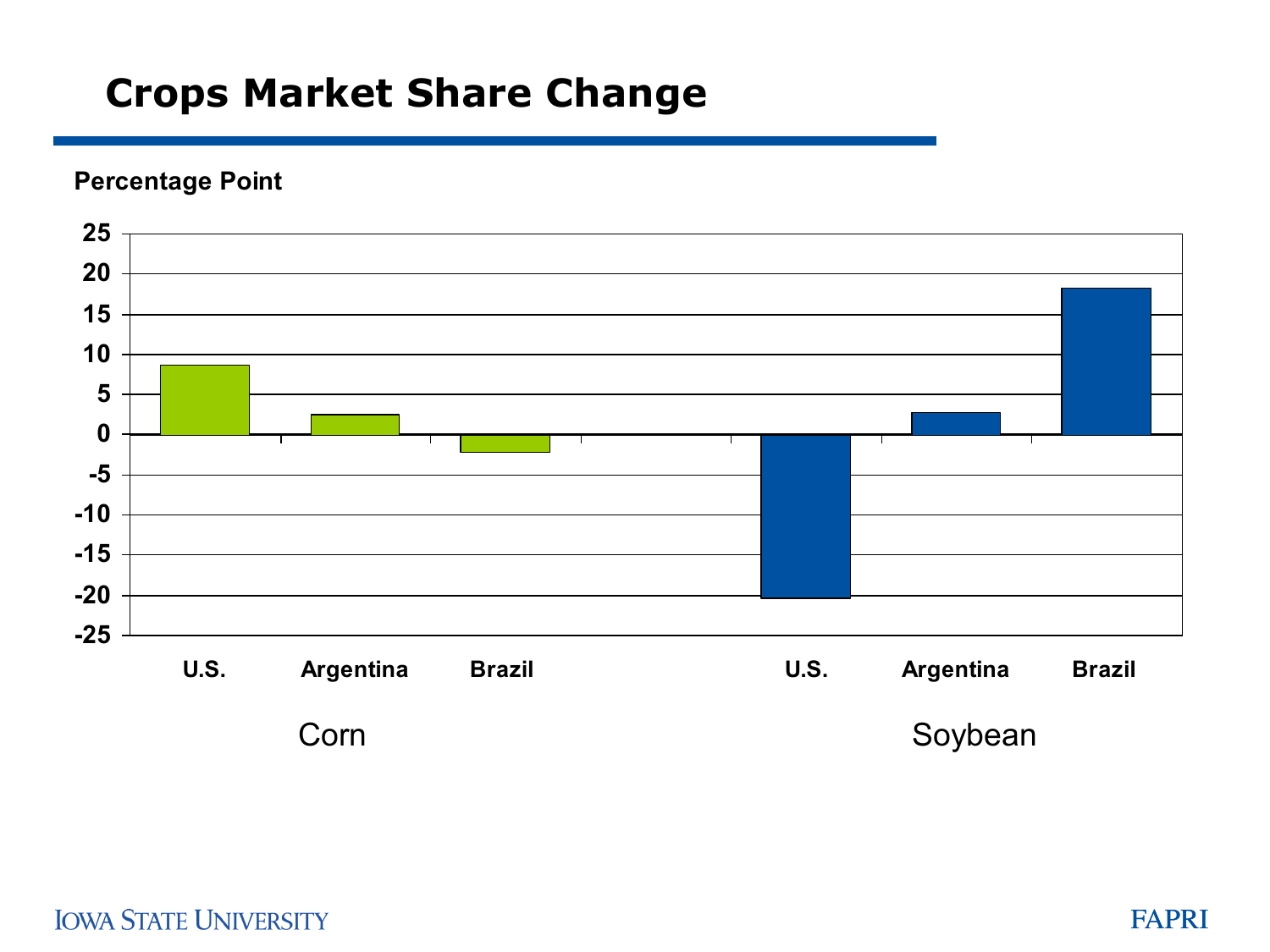# Crops Market Share Change

Percentage Point

| | U.S. | Argentina | Brazil |
|---|---|---|---|
| Corn | 8.6 | 2.5 | -2.2 |
| Soybean | -20.3 | 2.7 | 18.1 |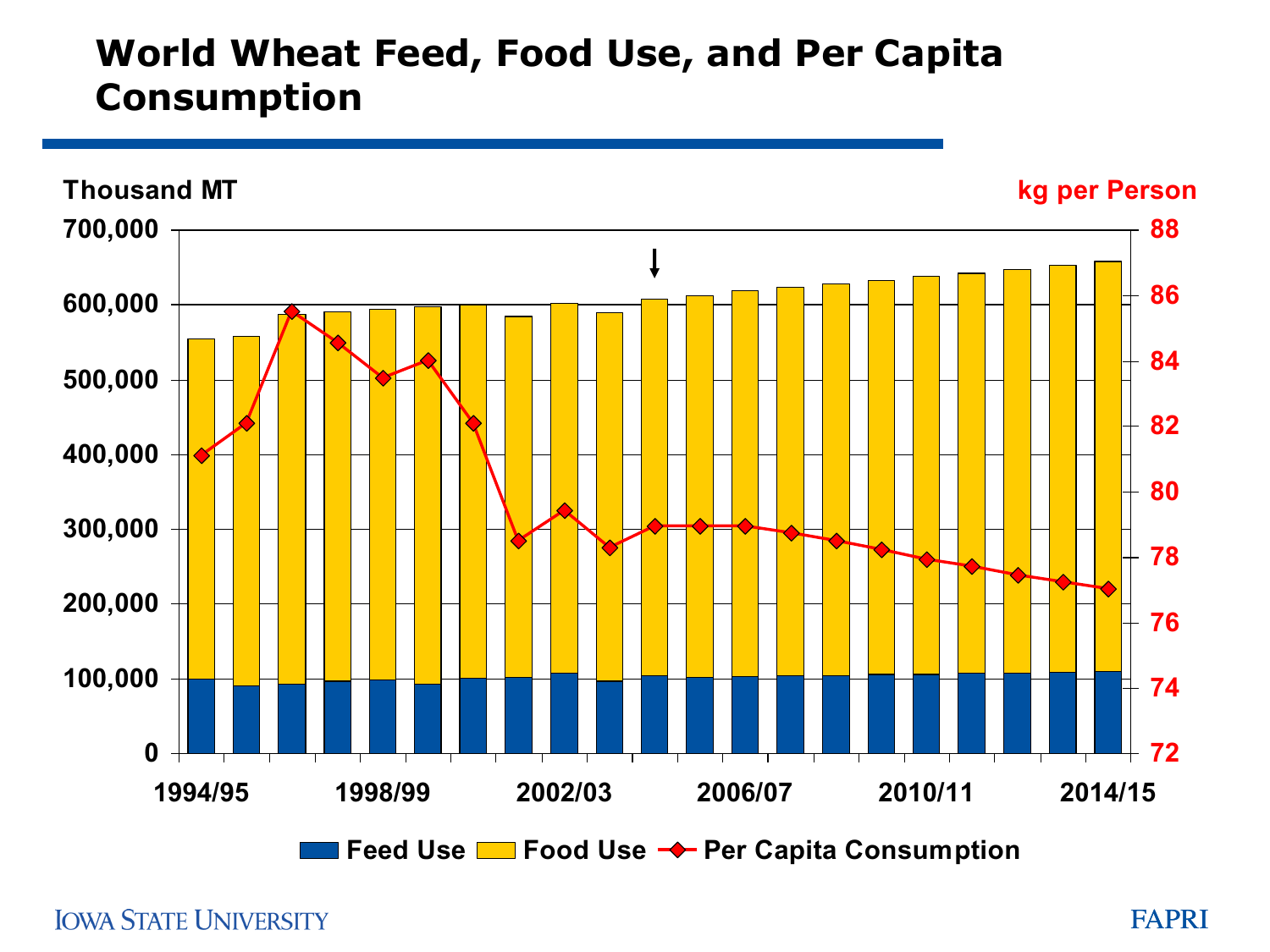# World Wheat Feed, Food Use, and Per Capita Consumption

Thousand MT

kg per Person

Feed Use   Food Use   Per Capita Consumption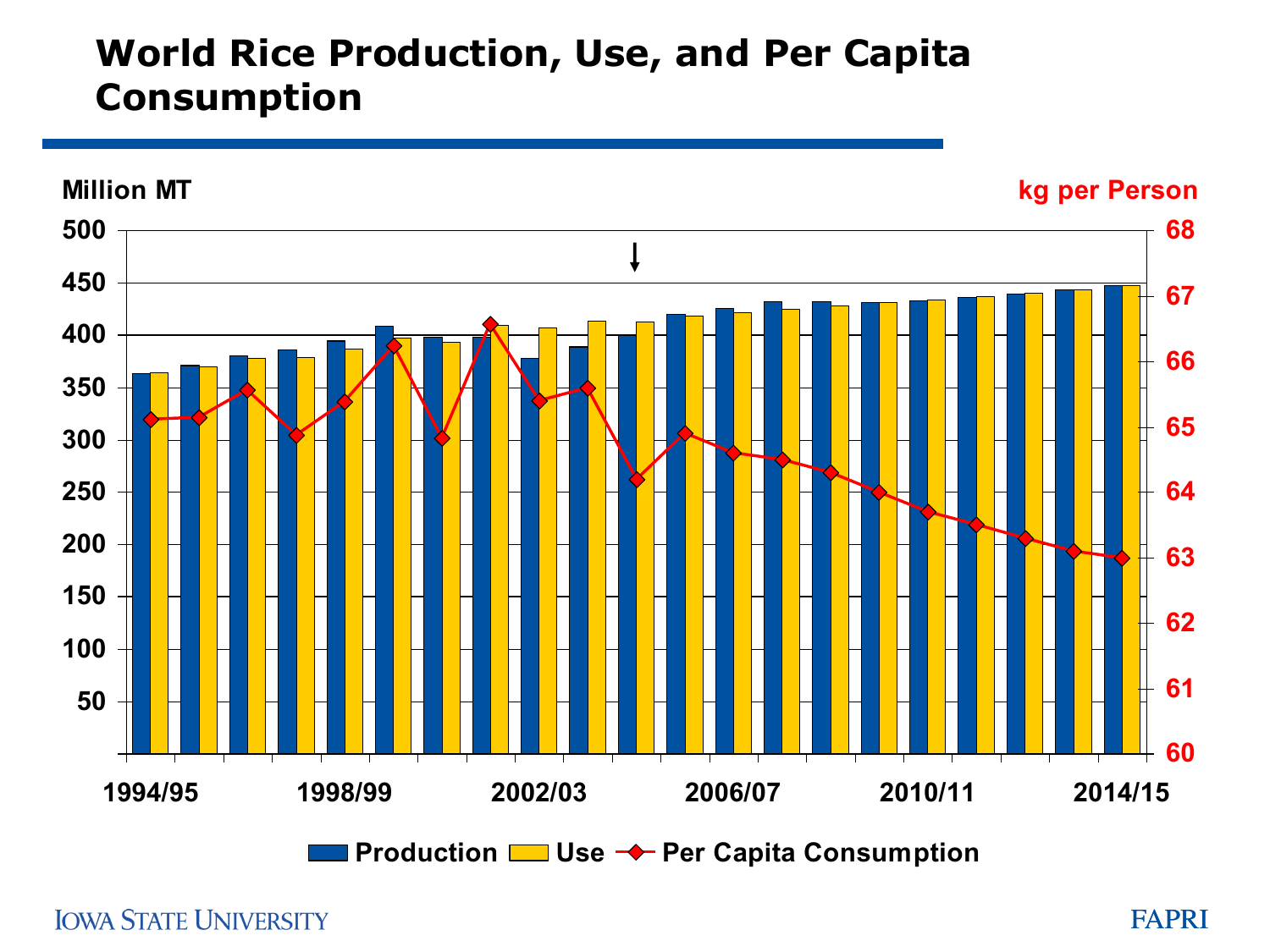# World Rice Production, Use, and Per Capita Consumption

Million MT

kg per Person

Production | Use | Per Capita Consumption

1994/95 1998/99 2002/03 2006/07 2010/11 2014/15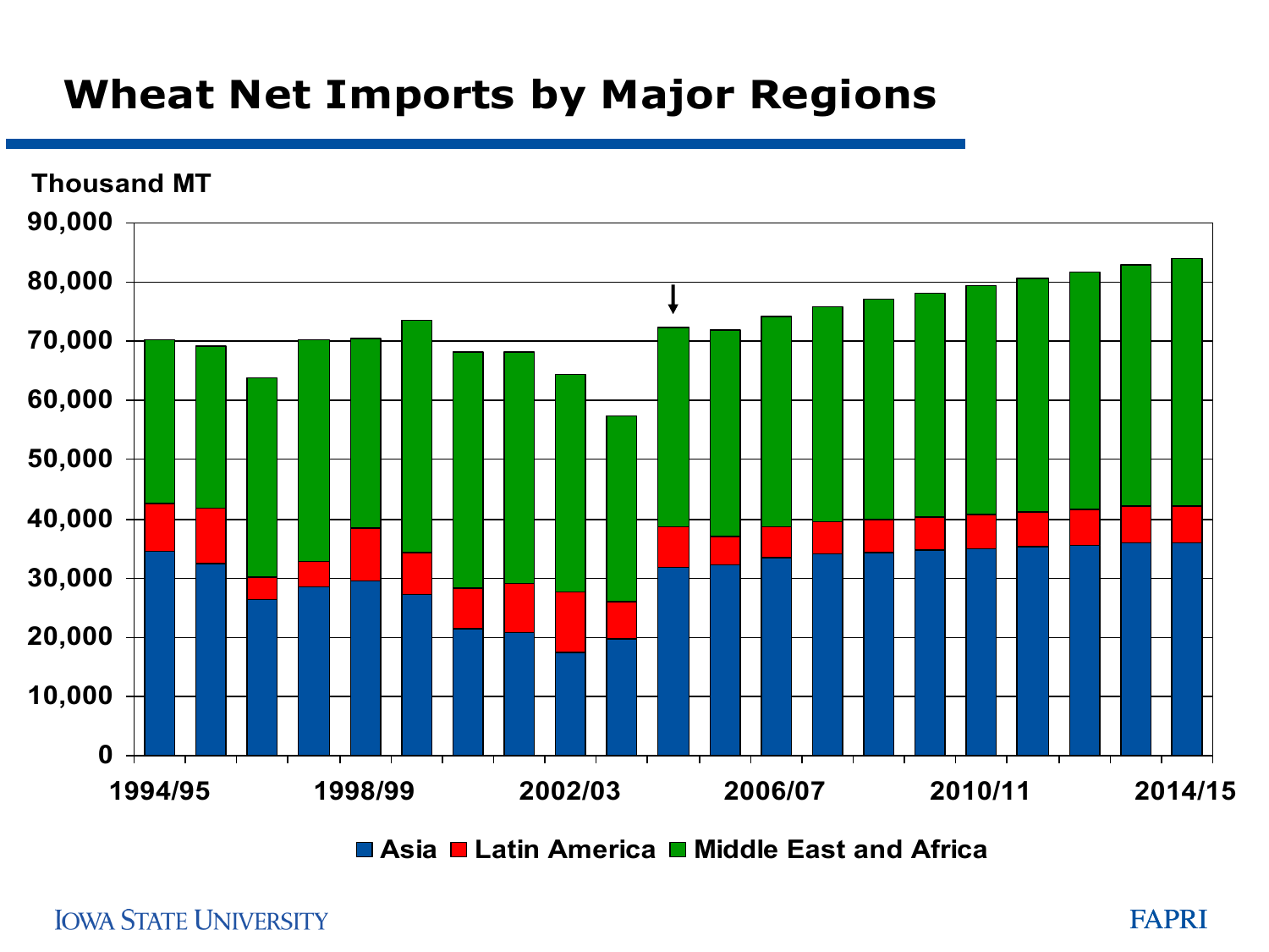# Wheat Net Imports by Major Regions

Thousand MT

90,000
80,000
70,000
60,000
50,000
40,000
30,000
20,000
10,000
0

1994/95 1998/99 2002/03 2006/07 2010/11 2014/15

Asia Latin America Middle East and Africa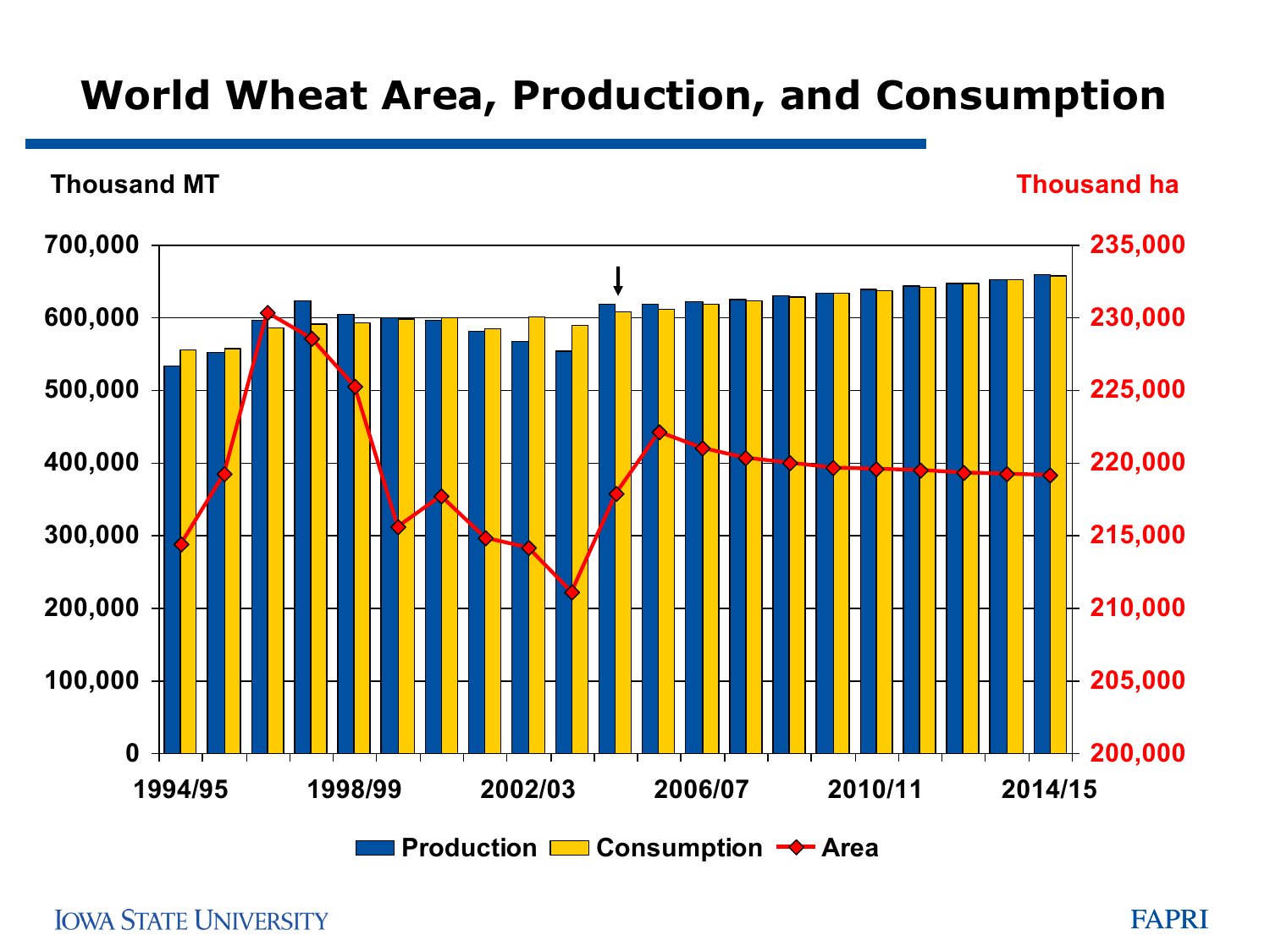# World Wheat Area, Production, and Consumption

Thousand MT

Thousand ha

700,000
600,000
500,000
400,000
300,000
200,000
100,000
0

235,000
230,000
225,000
220,000
215,000
210,000
205,000
200,000

1994/95 1998/99 2002/03 2006/07 2010/11 2014/15

Production Consumption Area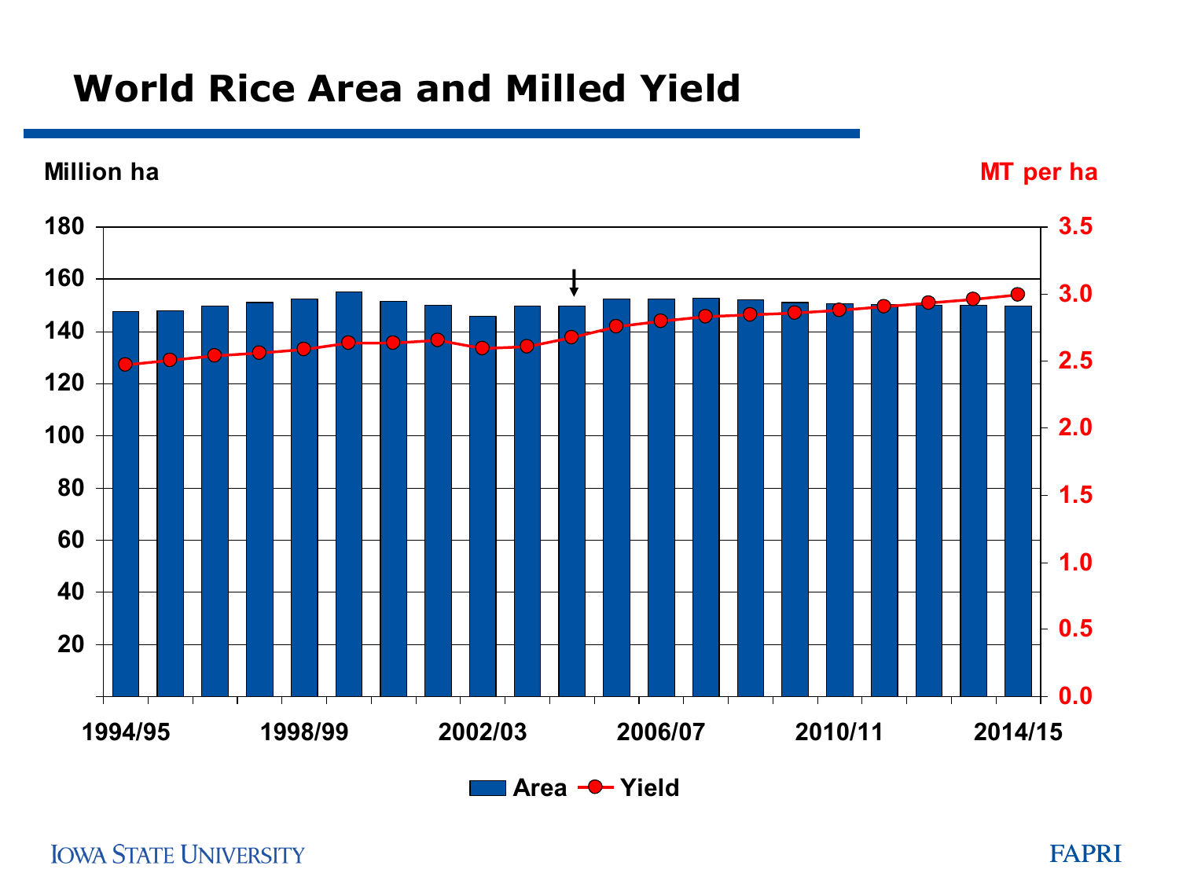# World Rice Area and Milled Yield

Million ha

MT per ha

180
160
140
120
100
80
60
40
20

3.5
3.0
2.5
2.0
1.5
1.0
0.5
0.0

1994/95 1998/99 2002/03 2006/07 2010/11 2014/15

Area — Yield

IOWA STATE UNIVERSITY

FAPRI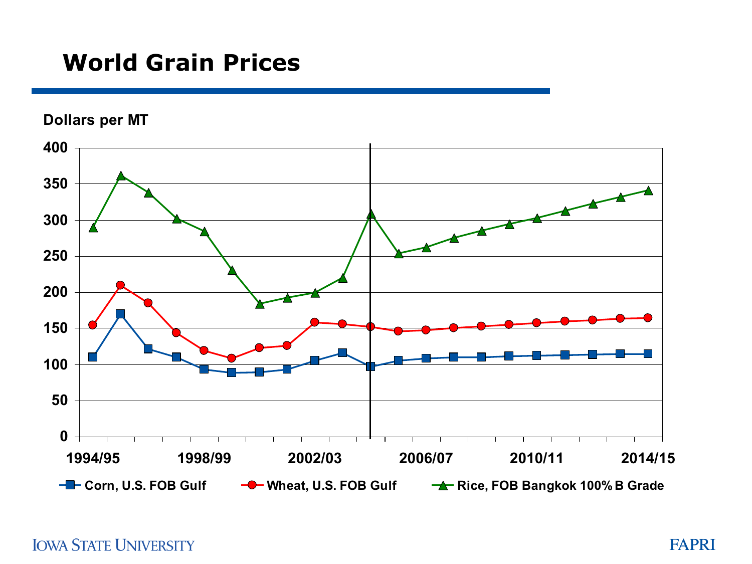# World Grain Prices

Dollars per MT

400
350
300
250
200
150
100
50
0

1994/95 1998/99 2002/03 2006/07 2010/11 2014/15

Corn, U.S. FOB Gulf — Wheat, U.S. FOB Gulf — Rice, FOB Bangkok 100% B Grade

IOWA STATE UNIVERSITY FAPRI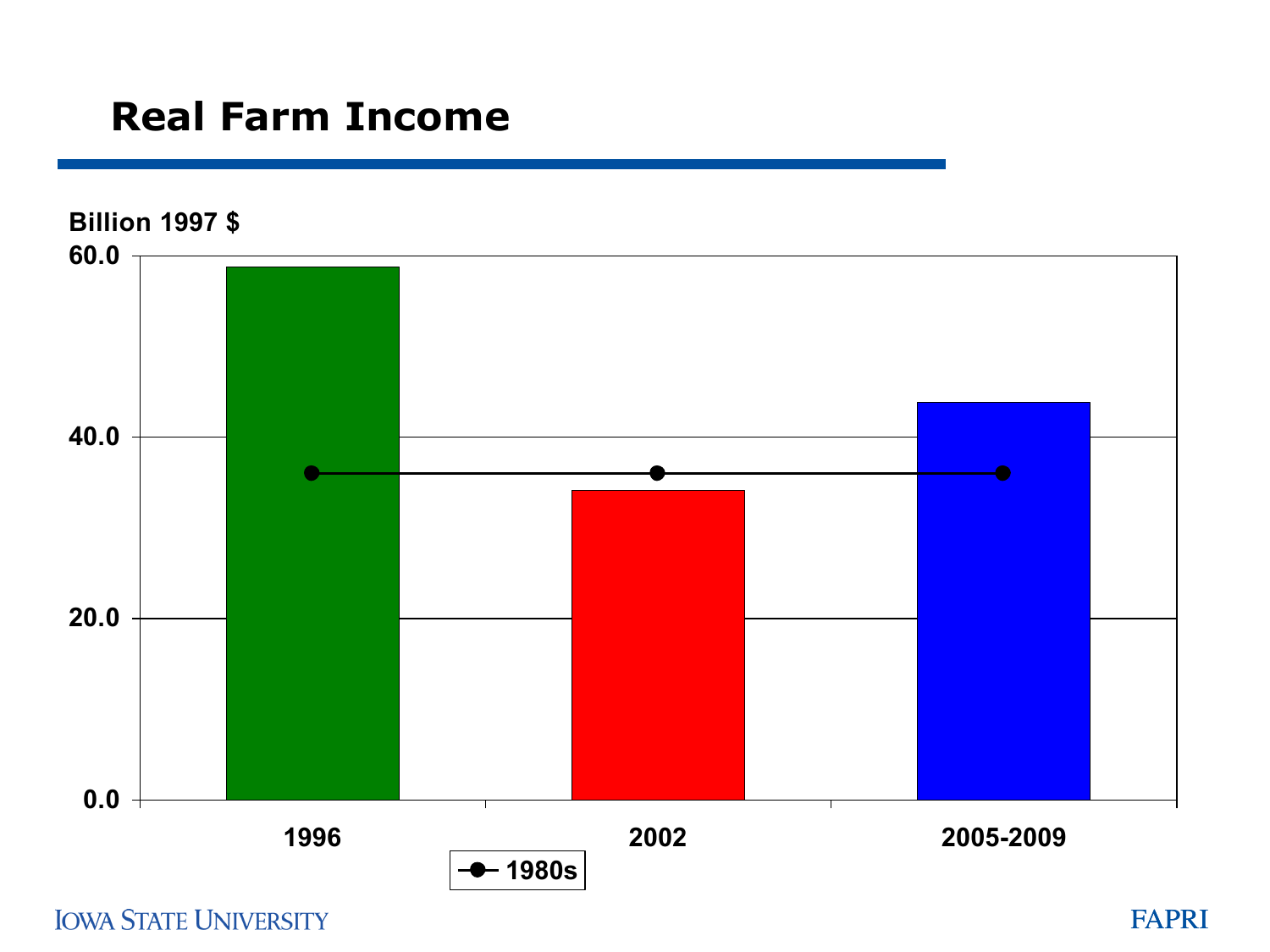# Real Farm Income

Billion 1997 $

60.0

40.0

20.0

0.0

1996

2002

2005-2009

1980s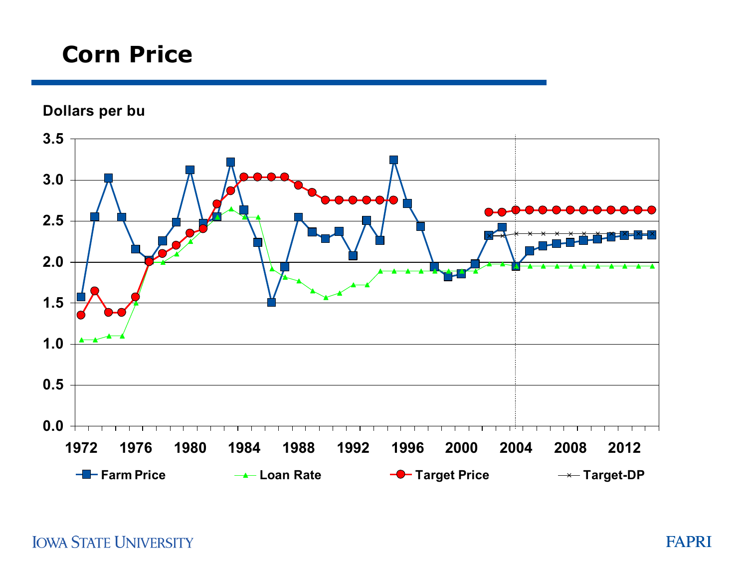# Corn Price

Dollars per bu

Farm Price — Loan Rate — Target Price — Target-DP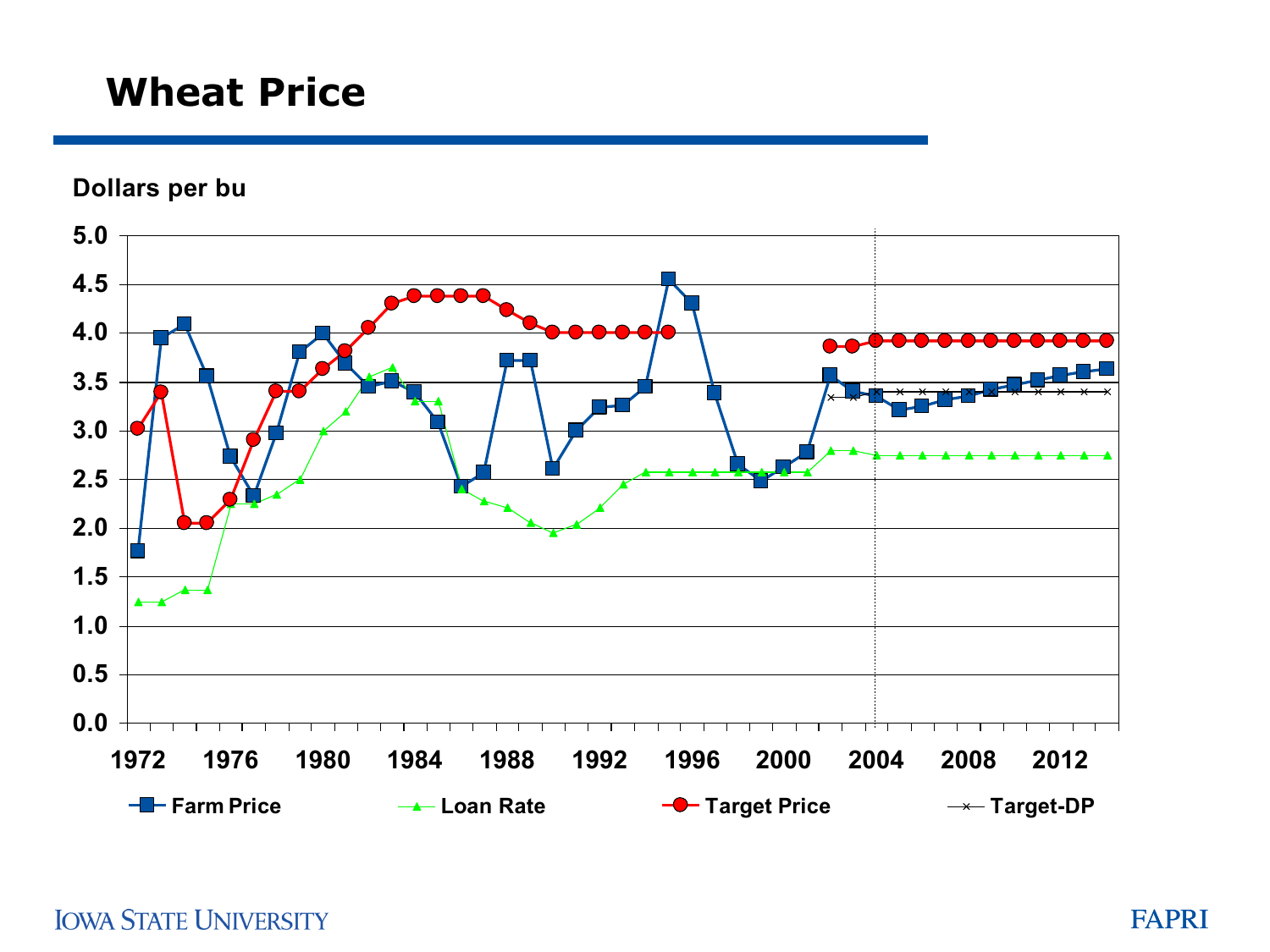# Wheat Price

Dollars per bu

Legend: Farm Price, Loan Rate, Target Price, Target-DP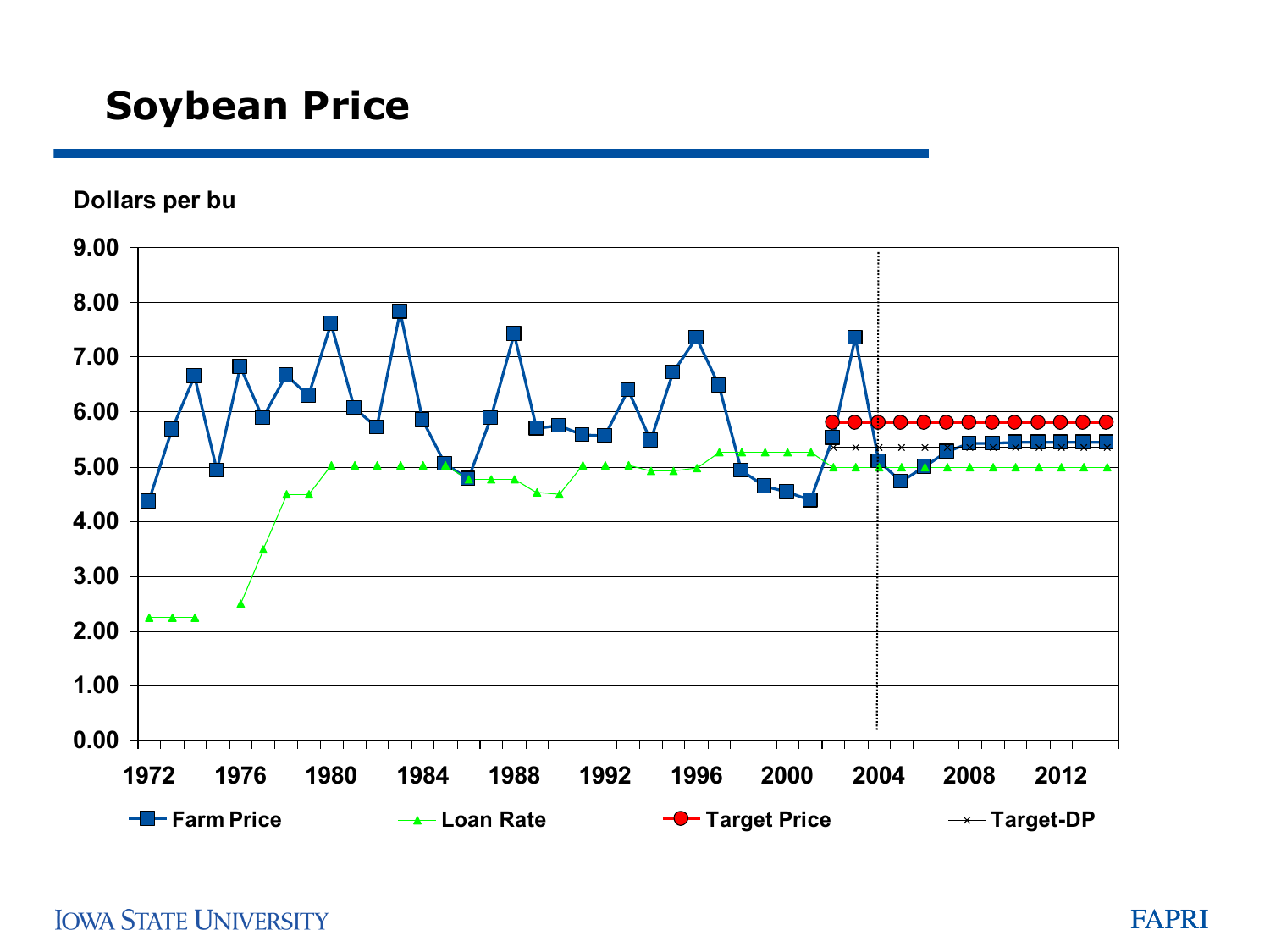# Soybean Price

Dollars per bu

Farm Price | Loan Rate | Target Price | Target-DP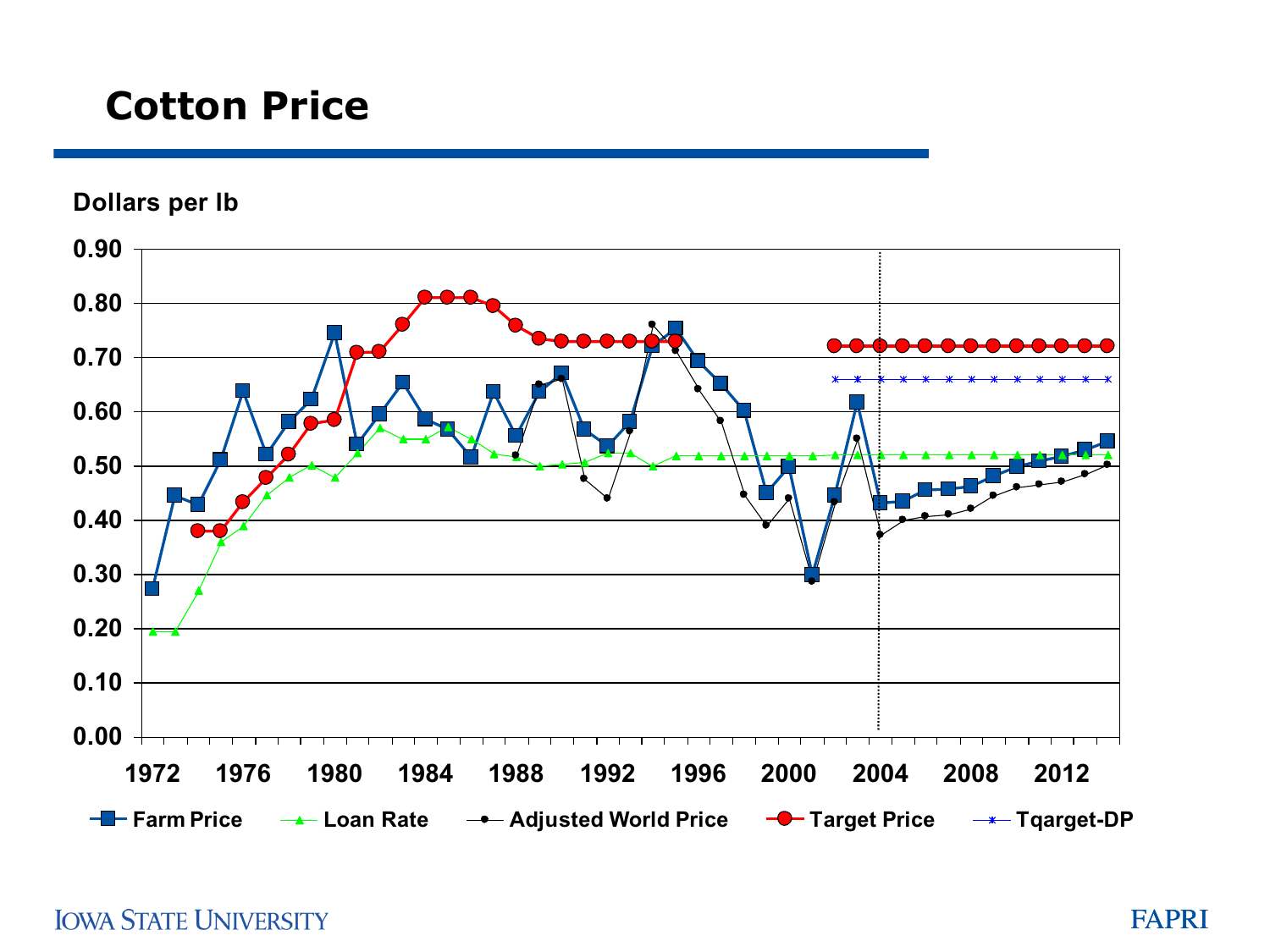# Cotton Price

Dollars per lb

0.90
0.80
0.70
0.60
0.50
0.40
0.30
0.20
0.10
0.00

1972 1976 1980 1984 1988 1992 1996 2000 2004 2008 2012

Farm Price — Loan Rate — Adjusted World Price — Target Price — Tqarget-DP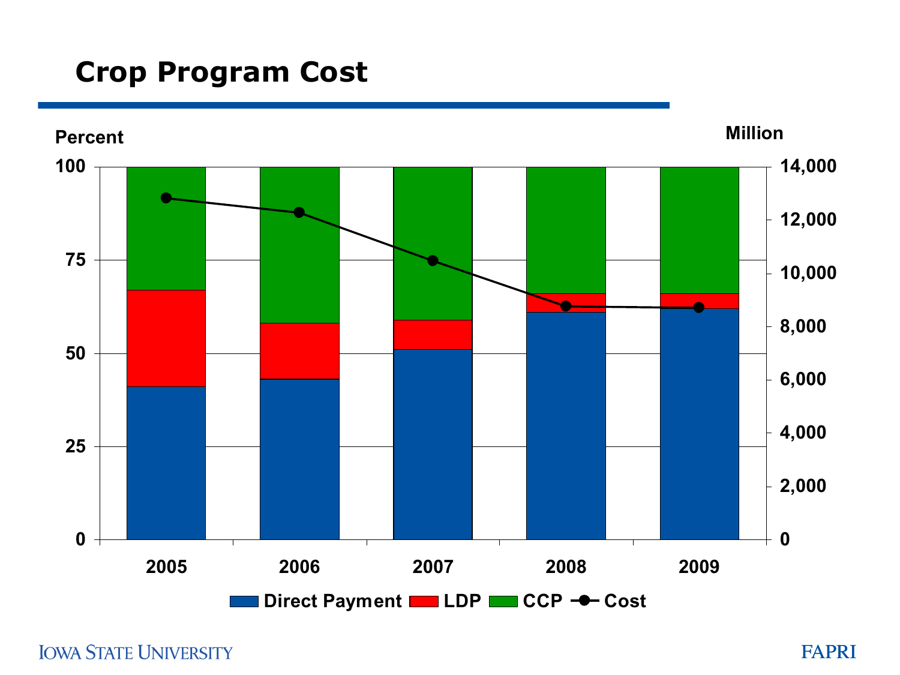# Crop Program Cost

Percent | Million

100 | 14,000
75 | 12,000 / 10,000
50 | 8,000 / 6,000
25 | 4,000 / 2,000
0 | 0

2005 2006 2007 2008 2009

Direct Payment LDP CCP Cost

IOWA STATE UNIVERSITY

FAPRI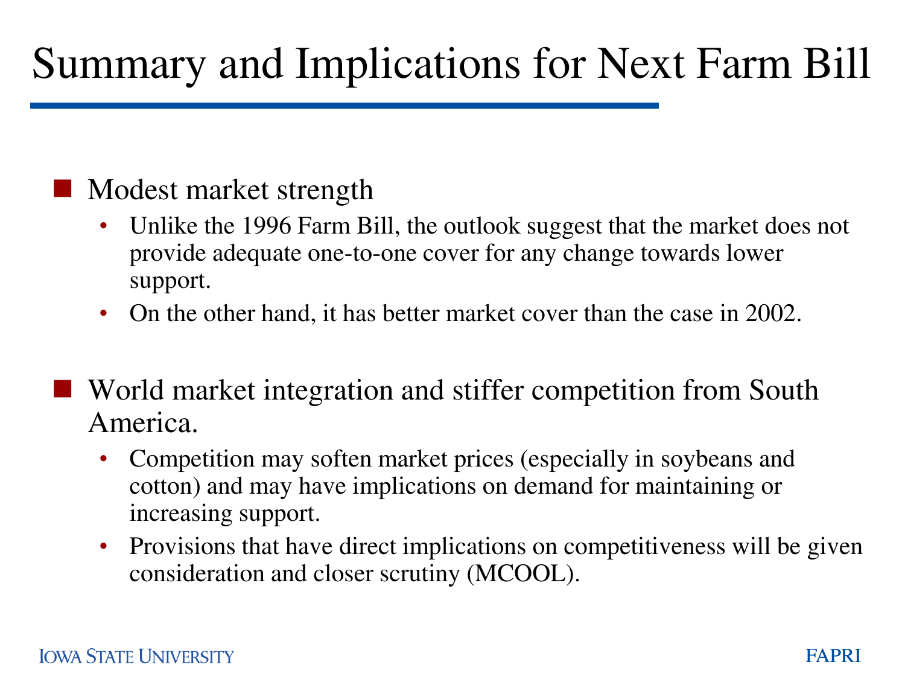# Summary and Implications for Next Farm Bill

- Modest market strength
  - Unlike the 1996 Farm Bill, the outlook suggest that the market does not provide adequate one-to-one cover for any change towards lower support.
  - On the other hand, it has better market cover than the case in 2002.
- World market integration and stiffer competition from South America.
  - Competition may soften market prices (especially in soybeans and cotton) and may have implications on demand for maintaining or increasing support.
  - Provisions that have direct implications on competitiveness will be given consideration and closer scrutiny (MCOOL).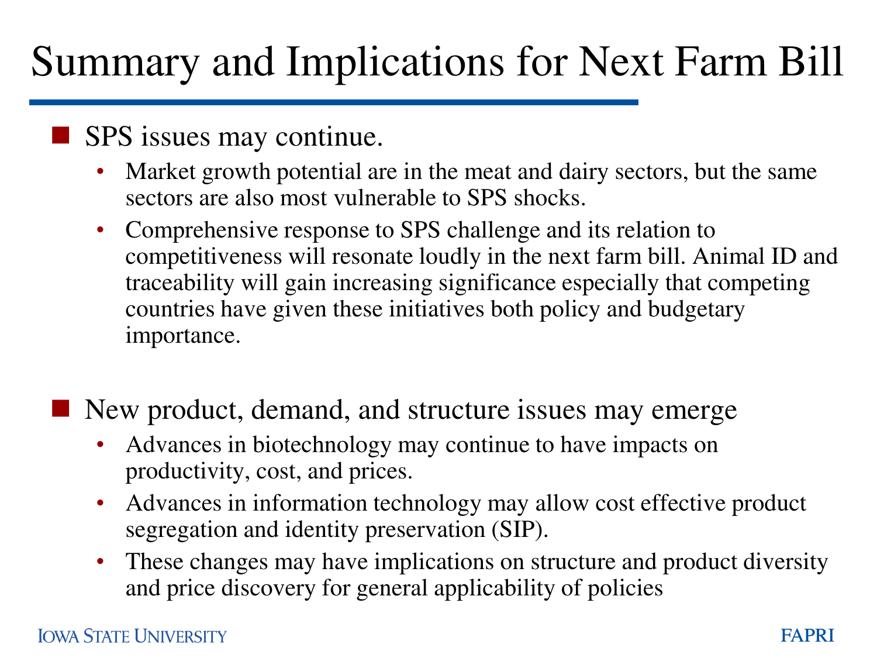# Summary and Implications for Next Farm Bill

- SPS issues may continue.
  - Market growth potential are in the meat and dairy sectors, but the same sectors are also most vulnerable to SPS shocks.
  - Comprehensive response to SPS challenge and its relation to competitiveness will resonate loudly in the next farm bill. Animal ID and traceability will gain increasing significance especially that competing countries have given these initiatives both policy and budgetary importance.

- New product, demand, and structure issues may emerge
  - Advances in biotechnology may continue to have impacts on productivity, cost, and prices.
  - Advances in information technology may allow cost effective product segregation and identity preservation (SIP).
  - These changes may have implications on structure and product diversity and price discovery for general applicability of policies